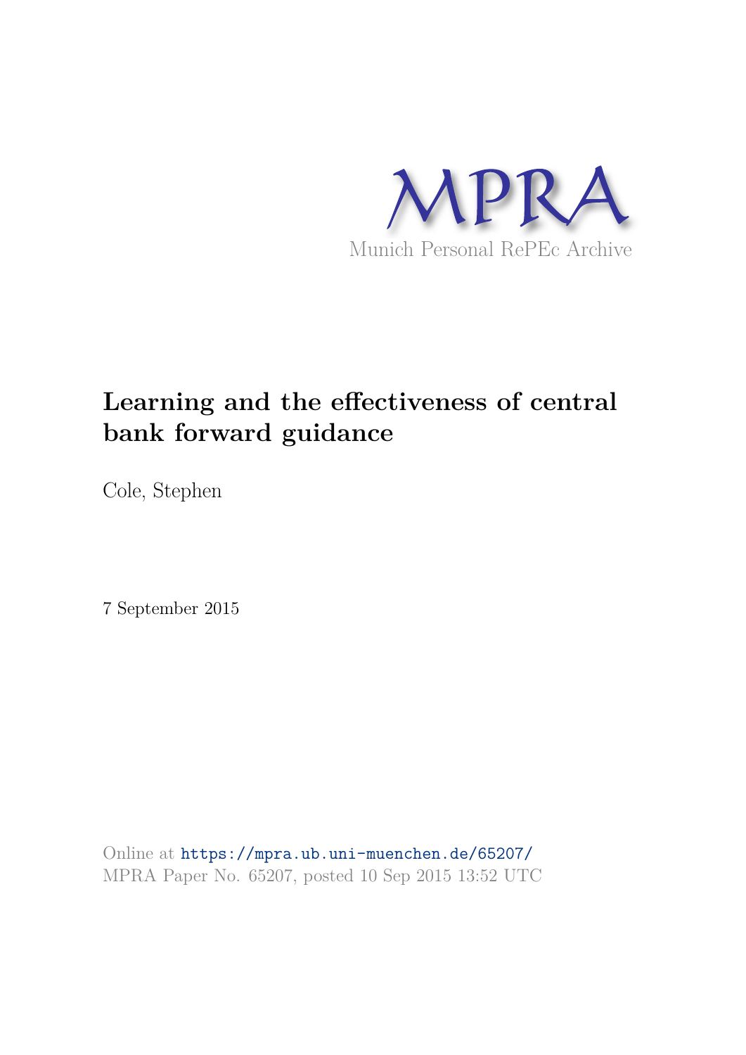MPRA

Munich Personal RePEc Archive

# Learning and the effectiveness of central bank forward guidance

Cole, Stephen

7 September 2015

Online at https://mpra.ub.uni-muenchen.de/65207/

MPRA Paper No. 65207, posted 10 Sep 2015 13:52 UTC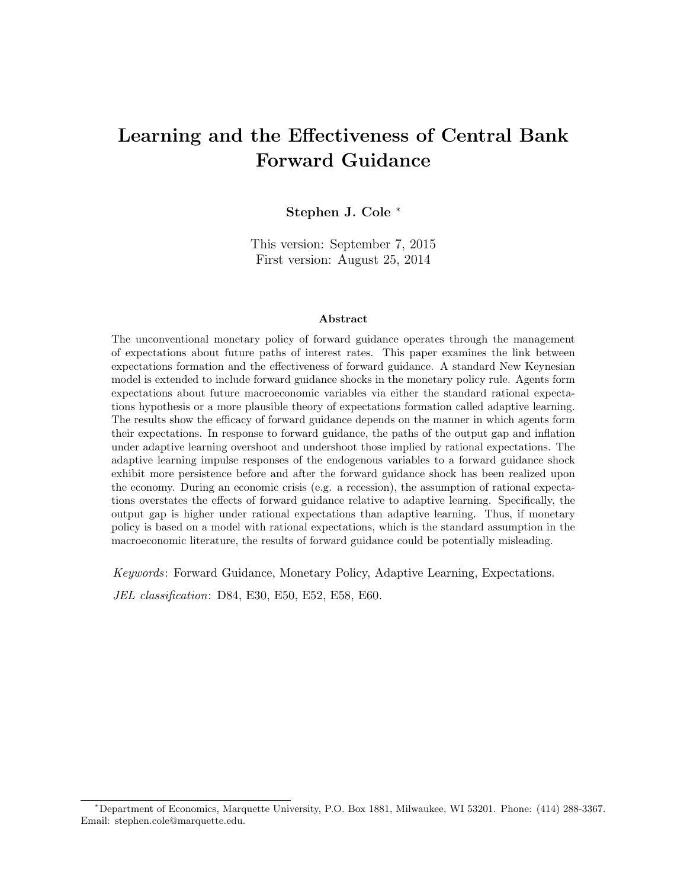# Learning and the Effectiveness of Central Bank Forward Guidance

**Stephen J. Cole** [*]

This version: September 7, 2015
First version: August 25, 2014

### Abstract

The unconventional monetary policy of forward guidance operates through the management of expectations about future paths of interest rates. This paper examines the link between expectations formation and the effectiveness of forward guidance. A standard New Keynesian model is extended to include forward guidance shocks in the monetary policy rule. Agents form expectations about future macroeconomic variables via either the standard rational expectations hypothesis or a more plausible theory of expectations formation called adaptive learning. The results show the efficacy of forward guidance depends on the manner in which agents form their expectations. In response to forward guidance, the paths of the output gap and inflation under adaptive learning overshoot and undershoot those implied by rational expectations. The adaptive learning impulse responses of the endogenous variables to a forward guidance shock exhibit more persistence before and after the forward guidance shock has been realized upon the economy. During an economic crisis (e.g. a recession), the assumption of rational expectations overstates the effects of forward guidance relative to adaptive learning. Specifically, the output gap is higher under rational expectations than adaptive learning. Thus, if monetary policy is based on a model with rational expectations, which is the standard assumption in the macroeconomic literature, the results of forward guidance could be potentially misleading.

*Keywords*: Forward Guidance, Monetary Policy, Adaptive Learning, Expectations.

*JEL classification*: D84, E30, E50, E52, E58, E60.

[*] Department of Economics, Marquette University, P.O. Box 1881, Milwaukee, WI 53201. Phone: (414) 288-3367. Email: stephen.cole@marquette.edu.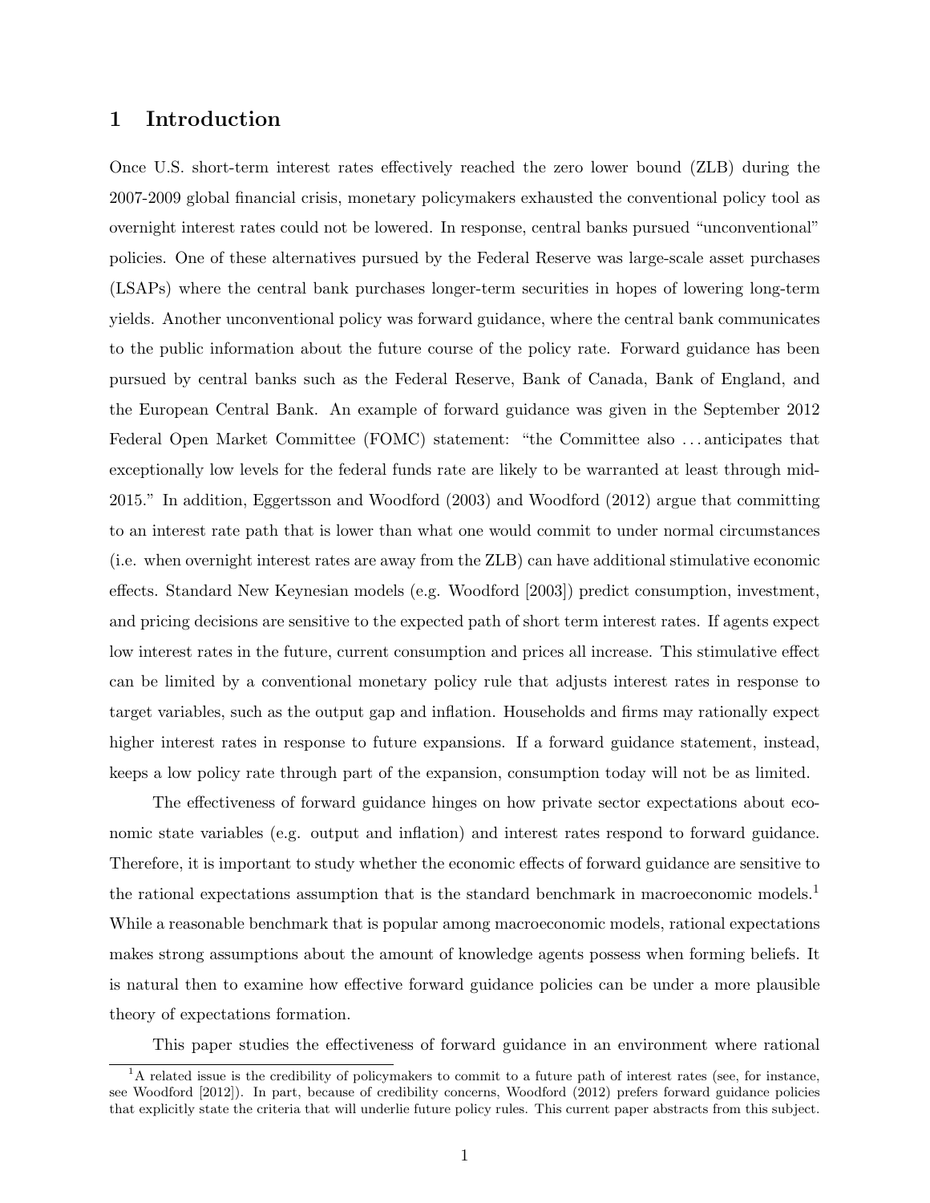# 1 Introduction

Once U.S. short-term interest rates effectively reached the zero lower bound (ZLB) during the 2007-2009 global financial crisis, monetary policymakers exhausted the conventional policy tool as overnight interest rates could not be lowered. In response, central banks pursued "unconventional" policies. One of these alternatives pursued by the Federal Reserve was large-scale asset purchases (LSAPs) where the central bank purchases longer-term securities in hopes of lowering long-term yields. Another unconventional policy was forward guidance, where the central bank communicates to the public information about the future course of the policy rate. Forward guidance has been pursued by central banks such as the Federal Reserve, Bank of Canada, Bank of England, and the European Central Bank. An example of forward guidance was given in the September 2012 Federal Open Market Committee (FOMC) statement: "the Committee also ... anticipates that exceptionally low levels for the federal funds rate are likely to be warranted at least through mid-2015." In addition, Eggertsson and Woodford (2003) and Woodford (2012) argue that committing to an interest rate path that is lower than what one would commit to under normal circumstances (i.e. when overnight interest rates are away from the ZLB) can have additional stimulative economic effects. Standard New Keynesian models (e.g. Woodford [2003]) predict consumption, investment, and pricing decisions are sensitive to the expected path of short term interest rates. If agents expect low interest rates in the future, current consumption and prices all increase. This stimulative effect can be limited by a conventional monetary policy rule that adjusts interest rates in response to target variables, such as the output gap and inflation. Households and firms may rationally expect higher interest rates in response to future expansions. If a forward guidance statement, instead, keeps a low policy rate through part of the expansion, consumption today will not be as limited.

The effectiveness of forward guidance hinges on how private sector expectations about economic state variables (e.g. output and inflation) and interest rates respond to forward guidance. Therefore, it is important to study whether the economic effects of forward guidance are sensitive to the rational expectations assumption that is the standard benchmark in macroeconomic models.[1] While a reasonable benchmark that is popular among macroeconomic models, rational expectations makes strong assumptions about the amount of knowledge agents possess when forming beliefs. It is natural then to examine how effective forward guidance policies can be under a more plausible theory of expectations formation.

This paper studies the effectiveness of forward guidance in an environment where rational

[1] A related issue is the credibility of policymakers to commit to a future path of interest rates (see, for instance, see Woodford [2012]). In part, because of credibility concerns, Woodford (2012) prefers forward guidance policies that explicitly state the criteria that will underlie future policy rules. This current paper abstracts from this subject.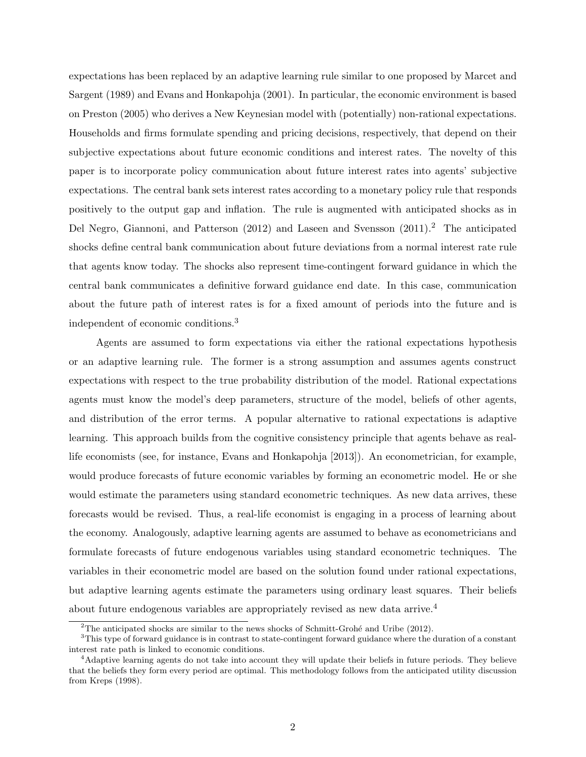expectations has been replaced by an adaptive learning rule similar to one proposed by Marcet and Sargent (1989) and Evans and Honkapohja (2001). In particular, the economic environment is based on Preston (2005) who derives a New Keynesian model with (potentially) non-rational expectations. Households and firms formulate spending and pricing decisions, respectively, that depend on their subjective expectations about future economic conditions and interest rates. The novelty of this paper is to incorporate policy communication about future interest rates into agents' subjective expectations. The central bank sets interest rates according to a monetary policy rule that responds positively to the output gap and inflation. The rule is augmented with anticipated shocks as in Del Negro, Giannoni, and Patterson (2012) and Laseen and Svensson (2011).[2] The anticipated shocks define central bank communication about future deviations from a normal interest rate rule that agents know today. The shocks also represent time-contingent forward guidance in which the central bank communicates a definitive forward guidance end date. In this case, communication about the future path of interest rates is for a fixed amount of periods into the future and is independent of economic conditions.[3]

Agents are assumed to form expectations via either the rational expectations hypothesis or an adaptive learning rule. The former is a strong assumption and assumes agents construct expectations with respect to the true probability distribution of the model. Rational expectations agents must know the model's deep parameters, structure of the model, beliefs of other agents, and distribution of the error terms. A popular alternative to rational expectations is adaptive learning. This approach builds from the cognitive consistency principle that agents behave as real-life economists (see, for instance, Evans and Honkapohja [2013]). An econometrician, for example, would produce forecasts of future economic variables by forming an econometric model. He or she would estimate the parameters using standard econometric techniques. As new data arrives, these forecasts would be revised. Thus, a real-life economist is engaging in a process of learning about the economy. Analogously, adaptive learning agents are assumed to behave as econometricians and formulate forecasts of future endogenous variables using standard econometric techniques. The variables in their econometric model are based on the solution found under rational expectations, but adaptive learning agents estimate the parameters using ordinary least squares. Their beliefs about future endogenous variables are appropriately revised as new data arrive.[4]

[2] The anticipated shocks are similar to the news shocks of Schmitt-Grohé and Uribe (2012).

[3] This type of forward guidance is in contrast to state-contingent forward guidance where the duration of a constant interest rate path is linked to economic conditions.

[4] Adaptive learning agents do not take into account they will update their beliefs in future periods. They believe that the beliefs they form every period are optimal. This methodology follows from the anticipated utility discussion from Kreps (1998).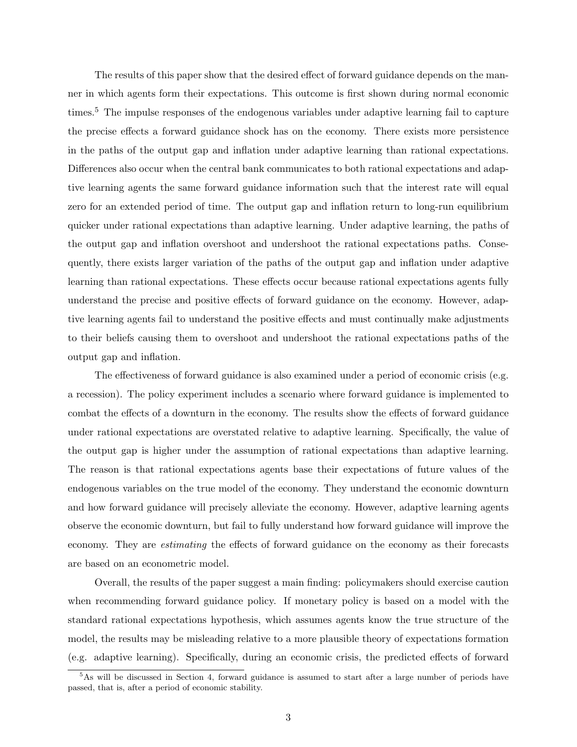The results of this paper show that the desired effect of forward guidance depends on the manner in which agents form their expectations. This outcome is first shown during normal economic times.[5] The impulse responses of the endogenous variables under adaptive learning fail to capture the precise effects a forward guidance shock has on the economy. There exists more persistence in the paths of the output gap and inflation under adaptive learning than rational expectations. Differences also occur when the central bank communicates to both rational expectations and adaptive learning agents the same forward guidance information such that the interest rate will equal zero for an extended period of time. The output gap and inflation return to long-run equilibrium quicker under rational expectations than adaptive learning. Under adaptive learning, the paths of the output gap and inflation overshoot and undershoot the rational expectations paths. Consequently, there exists larger variation of the paths of the output gap and inflation under adaptive learning than rational expectations. These effects occur because rational expectations agents fully understand the precise and positive effects of forward guidance on the economy. However, adaptive learning agents fail to understand the positive effects and must continually make adjustments to their beliefs causing them to overshoot and undershoot the rational expectations paths of the output gap and inflation.

The effectiveness of forward guidance is also examined under a period of economic crisis (e.g. a recession). The policy experiment includes a scenario where forward guidance is implemented to combat the effects of a downturn in the economy. The results show the effects of forward guidance under rational expectations are overstated relative to adaptive learning. Specifically, the value of the output gap is higher under the assumption of rational expectations than adaptive learning. The reason is that rational expectations agents base their expectations of future values of the endogenous variables on the true model of the economy. They understand the economic downturn and how forward guidance will precisely alleviate the economy. However, adaptive learning agents observe the economic downturn, but fail to fully understand how forward guidance will improve the economy. They are *estimating* the effects of forward guidance on the economy as their forecasts are based on an econometric model.

Overall, the results of the paper suggest a main finding: policymakers should exercise caution when recommending forward guidance policy. If monetary policy is based on a model with the standard rational expectations hypothesis, which assumes agents know the true structure of the model, the results may be misleading relative to a more plausible theory of expectations formation (e.g. adaptive learning). Specifically, during an economic crisis, the predicted effects of forward

[5] As will be discussed in Section 4, forward guidance is assumed to start after a large number of periods have passed, that is, after a period of economic stability.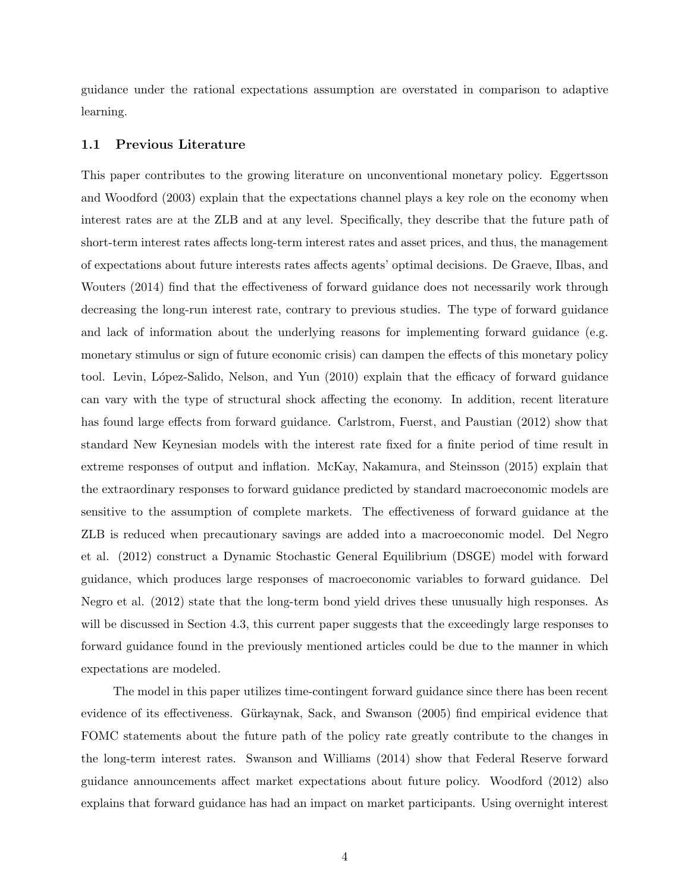guidance under the rational expectations assumption are overstated in comparison to adaptive learning.

### 1.1 Previous Literature

This paper contributes to the growing literature on unconventional monetary policy. Eggertsson and Woodford (2003) explain that the expectations channel plays a key role on the economy when interest rates are at the ZLB and at any level. Specifically, they describe that the future path of short-term interest rates affects long-term interest rates and asset prices, and thus, the management of expectations about future interests rates affects agents' optimal decisions. De Graeve, Ilbas, and Wouters (2014) find that the effectiveness of forward guidance does not necessarily work through decreasing the long-run interest rate, contrary to previous studies. The type of forward guidance and lack of information about the underlying reasons for implementing forward guidance (e.g. monetary stimulus or sign of future economic crisis) can dampen the effects of this monetary policy tool. Levin, López-Salido, Nelson, and Yun (2010) explain that the efficacy of forward guidance can vary with the type of structural shock affecting the economy. In addition, recent literature has found large effects from forward guidance. Carlstrom, Fuerst, and Paustian (2012) show that standard New Keynesian models with the interest rate fixed for a finite period of time result in extreme responses of output and inflation. McKay, Nakamura, and Steinsson (2015) explain that the extraordinary responses to forward guidance predicted by standard macroeconomic models are sensitive to the assumption of complete markets. The effectiveness of forward guidance at the ZLB is reduced when precautionary savings are added into a macroeconomic model. Del Negro et al. (2012) construct a Dynamic Stochastic General Equilibrium (DSGE) model with forward guidance, which produces large responses of macroeconomic variables to forward guidance. Del Negro et al. (2012) state that the long-term bond yield drives these unusually high responses. As will be discussed in Section 4.3, this current paper suggests that the exceedingly large responses to forward guidance found in the previously mentioned articles could be due to the manner in which expectations are modeled.

The model in this paper utilizes time-contingent forward guidance since there has been recent evidence of its effectiveness. Gürkaynak, Sack, and Swanson (2005) find empirical evidence that FOMC statements about the future path of the policy rate greatly contribute to the changes in the long-term interest rates. Swanson and Williams (2014) show that Federal Reserve forward guidance announcements affect market expectations about future policy. Woodford (2012) also explains that forward guidance has had an impact on market participants. Using overnight interest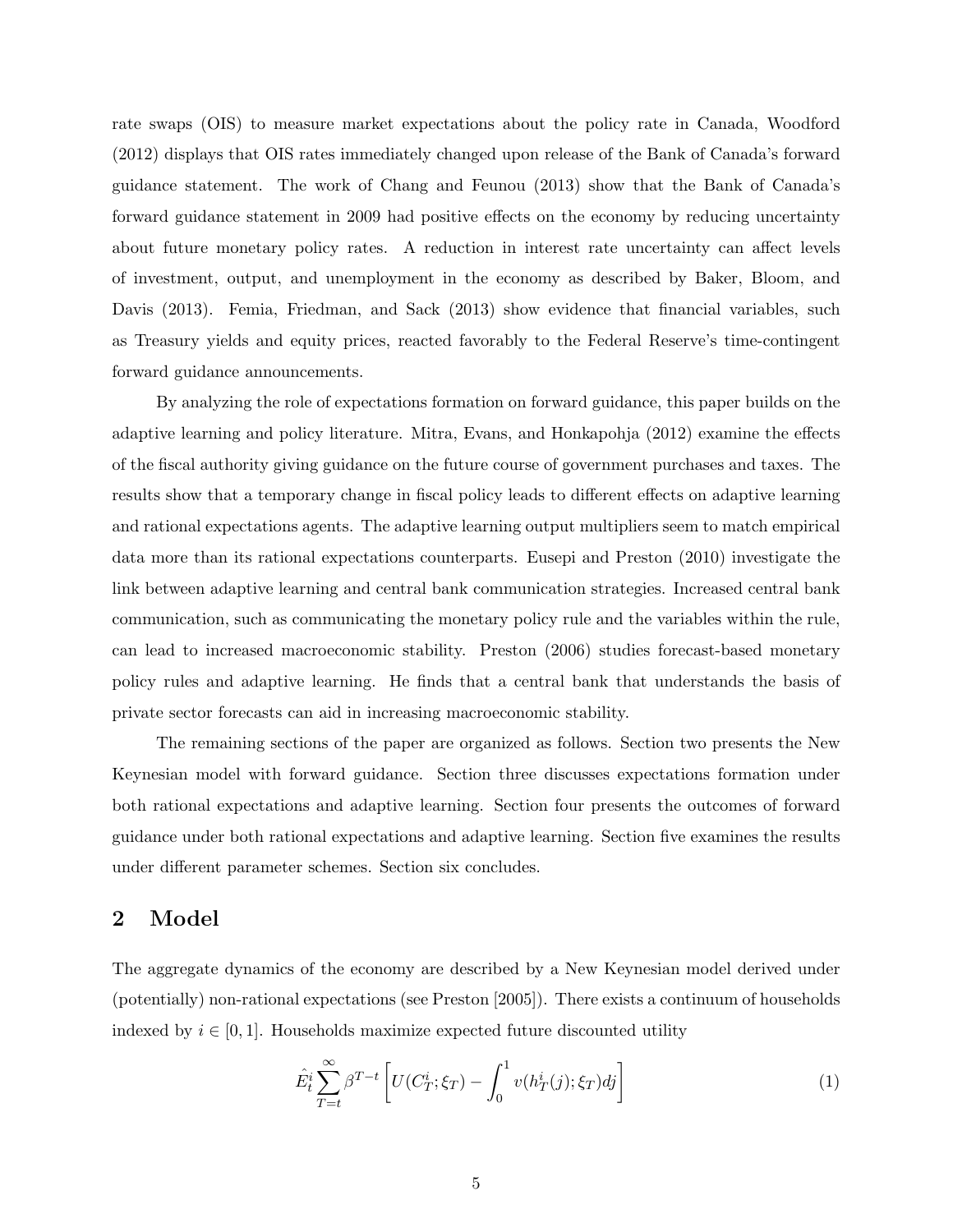rate swaps (OIS) to measure market expectations about the policy rate in Canada, Woodford (2012) displays that OIS rates immediately changed upon release of the Bank of Canada's forward guidance statement. The work of Chang and Feunou (2013) show that the Bank of Canada's forward guidance statement in 2009 had positive effects on the economy by reducing uncertainty about future monetary policy rates. A reduction in interest rate uncertainty can affect levels of investment, output, and unemployment in the economy as described by Baker, Bloom, and Davis (2013). Femia, Friedman, and Sack (2013) show evidence that financial variables, such as Treasury yields and equity prices, reacted favorably to the Federal Reserve's time-contingent forward guidance announcements.

By analyzing the role of expectations formation on forward guidance, this paper builds on the adaptive learning and policy literature. Mitra, Evans, and Honkapohja (2012) examine the effects of the fiscal authority giving guidance on the future course of government purchases and taxes. The results show that a temporary change in fiscal policy leads to different effects on adaptive learning and rational expectations agents. The adaptive learning output multipliers seem to match empirical data more than its rational expectations counterparts. Eusepi and Preston (2010) investigate the link between adaptive learning and central bank communication strategies. Increased central bank communication, such as communicating the monetary policy rule and the variables within the rule, can lead to increased macroeconomic stability. Preston (2006) studies forecast-based monetary policy rules and adaptive learning. He finds that a central bank that understands the basis of private sector forecasts can aid in increasing macroeconomic stability.

The remaining sections of the paper are organized as follows. Section two presents the New Keynesian model with forward guidance. Section three discusses expectations formation under both rational expectations and adaptive learning. Section four presents the outcomes of forward guidance under both rational expectations and adaptive learning. Section five examines the results under different parameter schemes. Section six concludes.

## 2 Model

The aggregate dynamics of the economy are described by a New Keynesian model derived under (potentially) non-rational expectations (see Preston [2005]). There exists a continuum of households indexed by $i \in [0, 1]$. Households maximize expected future discounted utility

$$\hat{E}_t^i \sum_{T=t}^{\infty} \beta^{T-t} \left[ U(C_T^i; \xi_T) - \int_0^1 v(h_T^i(j); \xi_T) dj \right] \tag{1}$$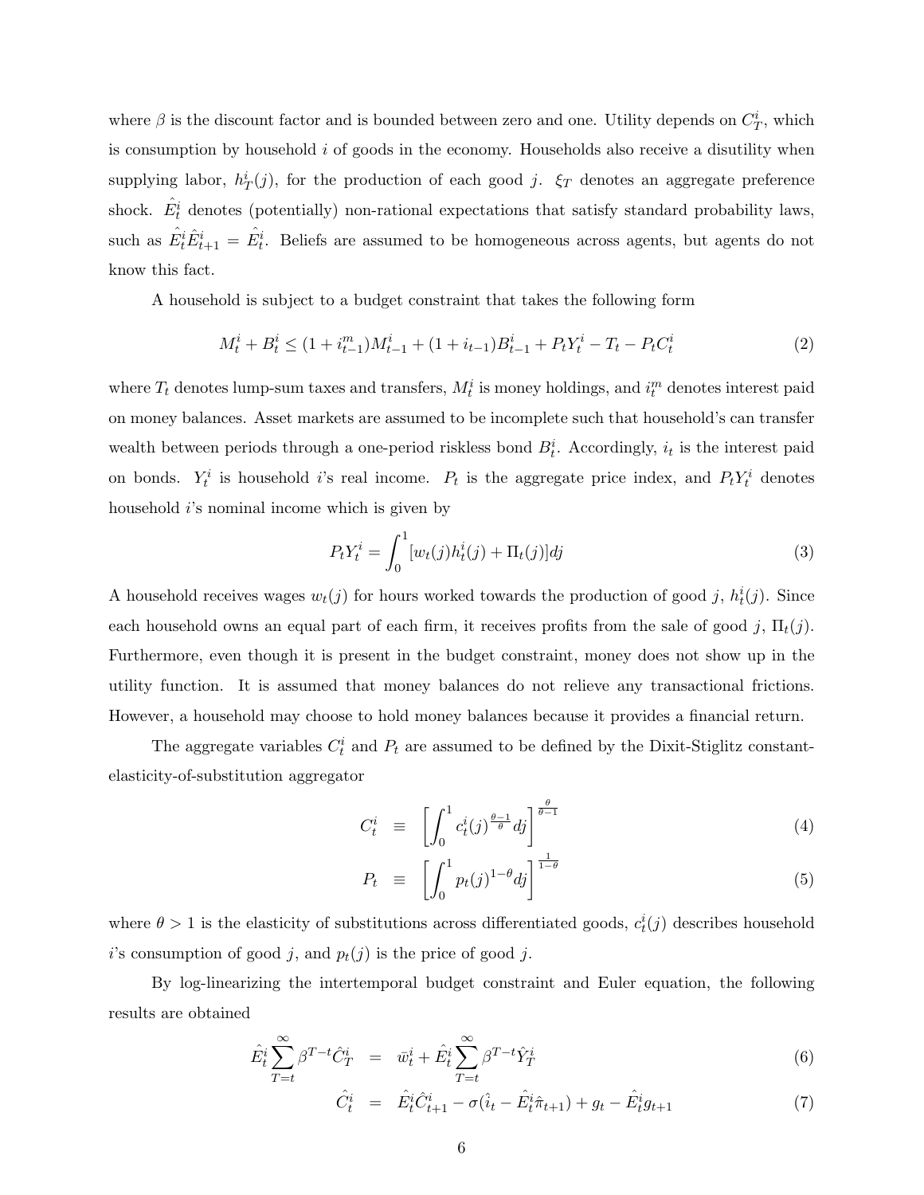where $\beta$ is the discount factor and is bounded between zero and one. Utility depends on $C_T^i$, which is consumption by household $i$ of goods in the economy. Households also receive a disutility when supplying labor, $h_T^i(j)$, for the production of each good $j$. $\xi_T$ denotes an aggregate preference shock. $\hat{E}_t^i$ denotes (potentially) non-rational expectations that satisfy standard probability laws, such as $\hat{E}_t^i \hat{E}_{t+1}^i = \hat{E}_t^i$. Beliefs are assumed to be homogeneous across agents, but agents do not know this fact.

A household is subject to a budget constraint that takes the following form

$$M_t^i + B_t^i \leq (1 + i_{t-1}^m) M_{t-1}^i + (1 + i_{t-1}) B_{t-1}^i + P_t Y_t^i - T_t - P_t C_t^i \tag{2}$$

where $T_t$ denotes lump-sum taxes and transfers, $M_t^i$ is money holdings, and $i_t^m$ denotes interest paid on money balances. Asset markets are assumed to be incomplete such that household's can transfer wealth between periods through a one-period riskless bond $B_t^i$. Accordingly, $i_t$ is the interest paid on bonds. $Y_t^i$ is household $i$'s real income. $P_t$ is the aggregate price index, and $P_t Y_t^i$ denotes household $i$'s nominal income which is given by

$$P_t Y_t^i = \int_0^1 [w_t(j) h_t^i(j) + \Pi_t(j)] dj \tag{3}$$

A household receives wages $w_t(j)$ for hours worked towards the production of good $j$, $h_t^i(j)$. Since each household owns an equal part of each firm, it receives profits from the sale of good $j$, $\Pi_t(j)$. Furthermore, even though it is present in the budget constraint, money does not show up in the utility function. It is assumed that money balances do not relieve any transactional frictions. However, a household may choose to hold money balances because it provides a financial return.

The aggregate variables $C_t^i$ and $P_t$ are assumed to be defined by the Dixit-Stiglitz constant-elasticity-of-substitution aggregator

$$C_t^i \equiv \left[ \int_0^1 c_t^i(j)^{\frac{\theta-1}{\theta}} dj \right]^{\frac{\theta}{\theta-1}} \tag{4}$$

$$P_t \equiv \left[ \int_0^1 p_t(j)^{1-\theta} dj \right]^{\frac{1}{1-\theta}} \tag{5}$$

where $\theta > 1$ is the elasticity of substitutions across differentiated goods, $c_t^i(j)$ describes household $i$'s consumption of good $j$, and $p_t(j)$ is the price of good $j$.

By log-linearizing the intertemporal budget constraint and Euler equation, the following results are obtained

$$\hat{E}_t^i \sum_{T=t}^{\infty} \beta^{T-t} \hat{C}_T^i = \bar{w}_t^i + \hat{E}_t^i \sum_{T=t}^{\infty} \beta^{T-t} \hat{Y}_T^i \tag{6}$$

$$\hat{C}_t^i = \hat{E}_t^i \hat{C}_{t+1}^i - \sigma(\hat{\imath}_t - \hat{E}_t^i \hat{\pi}_{t+1}) + g_t - \hat{E}_t^i g_{t+1} \tag{7}$$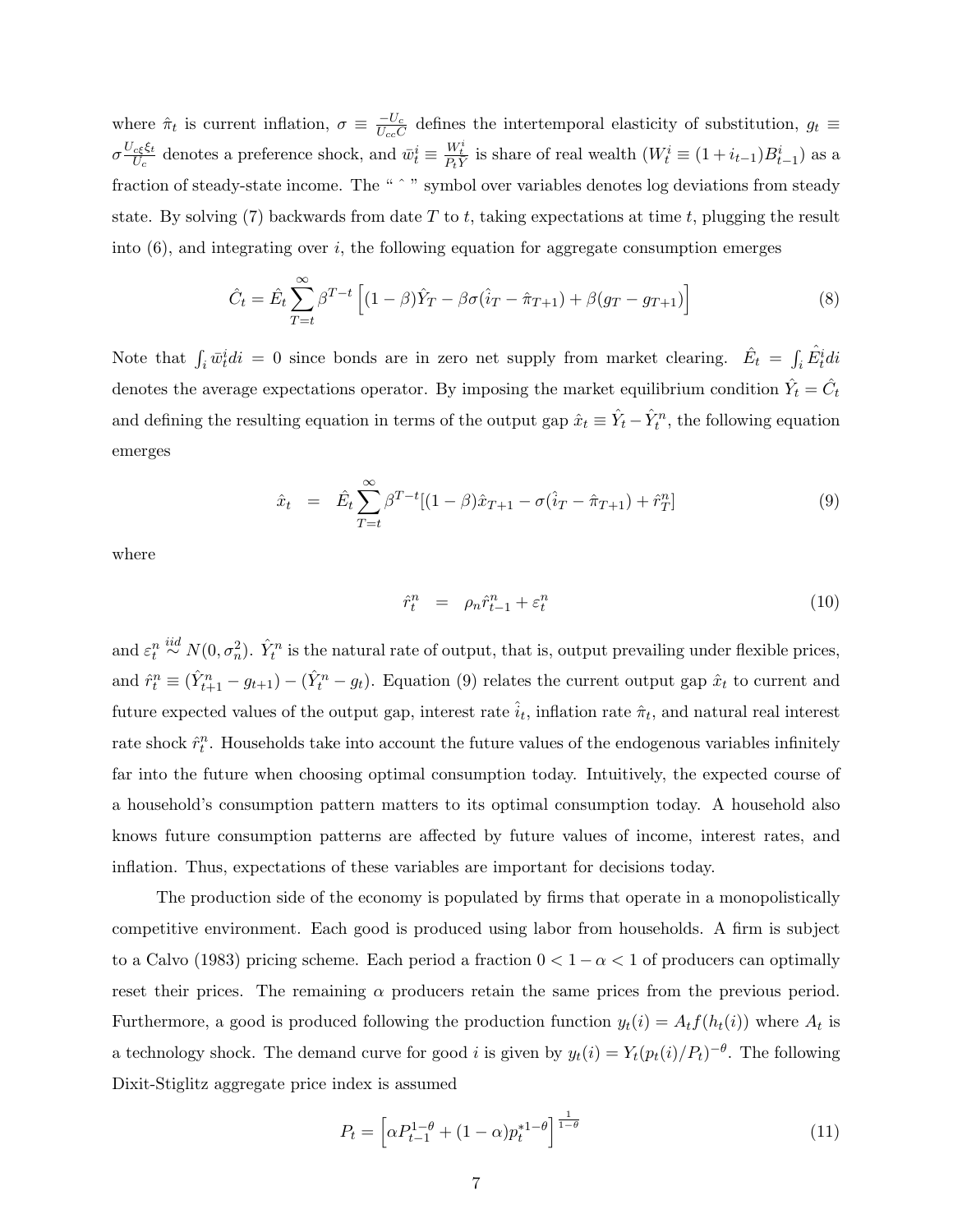where $\hat{\pi}_t$ is current inflation, $\sigma \equiv \frac{-U_c}{U_{cc}C}$ defines the intertemporal elasticity of substitution, $g_t \equiv \sigma \frac{U_{c\xi}\xi_t}{U_c}$ denotes a preference shock, and $\bar{w}_t^i \equiv \frac{W_t^i}{P_t Y}$ is share of real wealth ($W_t^i \equiv (1+i_{t-1})B_{t-1}^i$) as a fraction of steady-state income. The " ˆ " symbol over variables denotes log deviations from steady state. By solving (7) backwards from date $T$ to $t$, taking expectations at time $t$, plugging the result into (6), and integrating over $i$, the following equation for aggregate consumption emerges

$$\hat{C}_t = \hat{E}_t \sum_{T=t}^{\infty} \beta^{T-t} \left[ (1-\beta)\hat{Y}_T - \beta\sigma(\hat{i}_T - \hat{\pi}_{T+1}) + \beta(g_T - g_{T+1}) \right] \tag{8}$$

Note that $\int_i \bar{w}_t^i di = 0$ since bonds are in zero net supply from market clearing. $\hat{E}_t = \int_i \hat{E}_t^i di$ denotes the average expectations operator. By imposing the market equilibrium condition $\hat{Y}_t = \hat{C}_t$ and defining the resulting equation in terms of the output gap $\hat{x}_t \equiv \hat{Y}_t - \hat{Y}_t^n$, the following equation emerges

$$\hat{x}_t = \hat{E}_t \sum_{T=t}^{\infty} \beta^{T-t} [(1-\beta)\hat{x}_{T+1} - \sigma(\hat{i}_T - \hat{\pi}_{T+1}) + \hat{r}_T^n] \tag{9}$$

where

$$\hat{r}_t^n = \rho_n \hat{r}_{t-1}^n + \varepsilon_t^n \tag{10}$$

and $\varepsilon_t^n \overset{iid}{\sim} N(0, \sigma_n^2)$. $\hat{Y}_t^n$ is the natural rate of output, that is, output prevailing under flexible prices, and $\hat{r}_t^n \equiv (\hat{Y}_{t+1}^n - g_{t+1}) - (\hat{Y}_t^n - g_t)$. Equation (9) relates the current output gap $\hat{x}_t$ to current and future expected values of the output gap, interest rate $\hat{i}_t$, inflation rate $\hat{\pi}_t$, and natural real interest rate shock $\hat{r}_t^n$. Households take into account the future values of the endogenous variables infinitely far into the future when choosing optimal consumption today. Intuitively, the expected course of a household's consumption pattern matters to its optimal consumption today. A household also knows future consumption patterns are affected by future values of income, interest rates, and inflation. Thus, expectations of these variables are important for decisions today.

The production side of the economy is populated by firms that operate in a monopolistically competitive environment. Each good is produced using labor from households. A firm is subject to a Calvo (1983) pricing scheme. Each period a fraction $0 < 1-\alpha < 1$ of producers can optimally reset their prices. The remaining $\alpha$ producers retain the same prices from the previous period. Furthermore, a good is produced following the production function $y_t(i) = A_t f(h_t(i))$ where $A_t$ is a technology shock. The demand curve for good $i$ is given by $y_t(i) = Y_t(p_t(i)/P_t)^{-\theta}$. The following Dixit-Stiglitz aggregate price index is assumed

$$P_t = \left[ \alpha P_{t-1}^{1-\theta} + (1-\alpha) p_t^{*1-\theta} \right]^{\frac{1}{1-\theta}} \tag{11}$$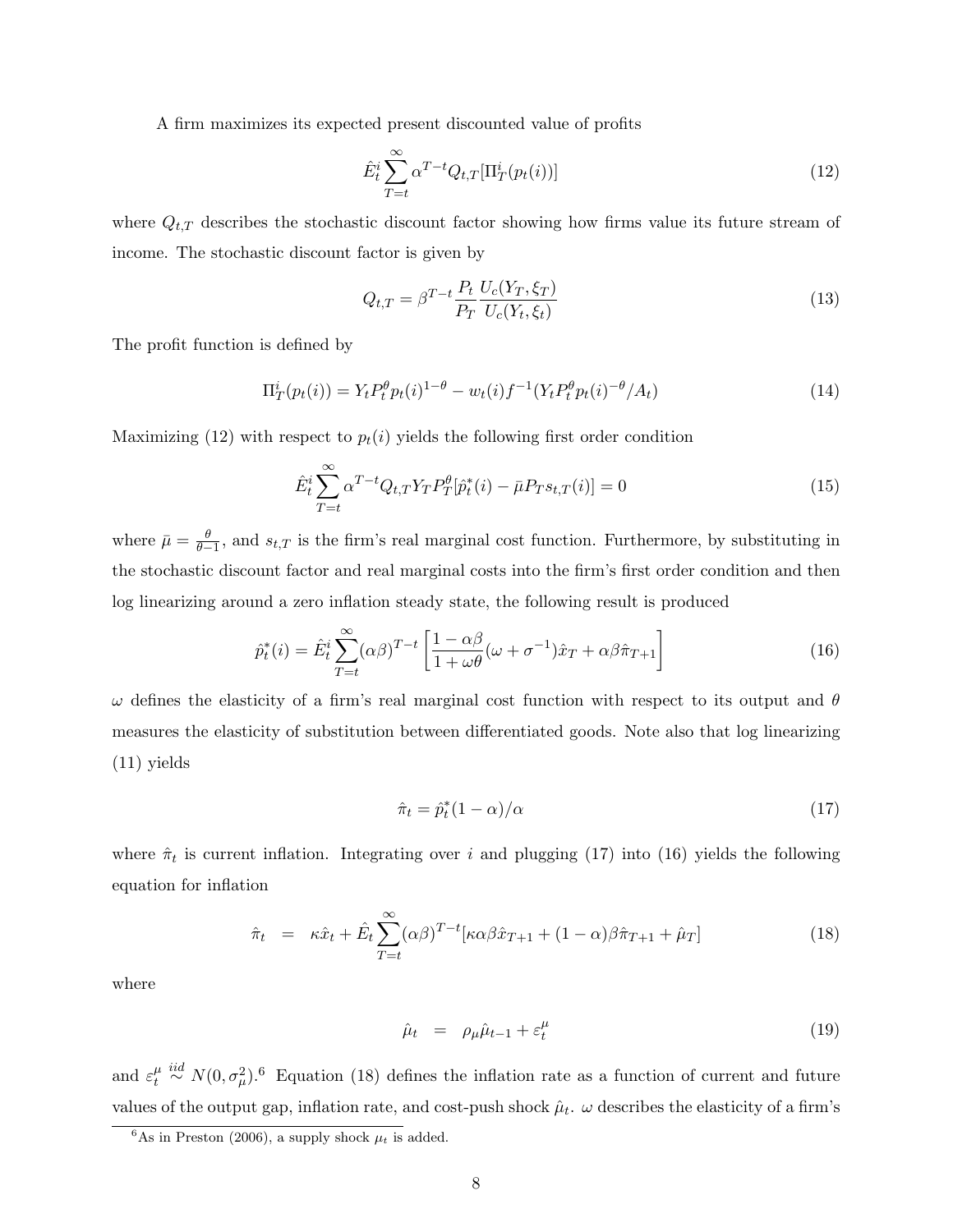A firm maximizes its expected present discounted value of profits

$$
\hat{E}_t^i \sum_{T=t}^{\infty} \alpha^{T-t} Q_{t,T}[\Pi_T^i(p_t(i))] \tag{12}
$$

where $Q_{t,T}$ describes the stochastic discount factor showing how firms value its future stream of income. The stochastic discount factor is given by

$$
Q_{t,T} = \beta^{T-t} \frac{P_t}{P_T} \frac{U_c(Y_T, \xi_T)}{U_c(Y_t, \xi_t)} \tag{13}
$$

The profit function is defined by

$$
\Pi_T^i(p_t(i)) = Y_t P_t^{\theta} p_t(i)^{1-\theta} - w_t(i) f^{-1}(Y_t P_t^{\theta} p_t(i)^{-\theta}/A_t) \tag{14}
$$

Maximizing (12) with respect to $p_t(i)$ yields the following first order condition

$$
\hat{E}_t^i \sum_{T=t}^{\infty} \alpha^{T-t} Q_{t,T} Y_T P_T^{\theta} [\hat{p}_t^*(i) - \bar{\mu} P_T s_{t,T}(i)] = 0 \tag{15}
$$

where $\bar{\mu} = \frac{\theta}{\theta - 1}$, and $s_{t,T}$ is the firm's real marginal cost function. Furthermore, by substituting in the stochastic discount factor and real marginal costs into the firm's first order condition and then log linearizing around a zero inflation steady state, the following result is produced

$$
\hat{p}_t^*(i) = \hat{E}_t^i \sum_{T=t}^{\infty} (\alpha\beta)^{T-t} \left[ \frac{1 - \alpha\beta}{1 + \omega\theta} (\omega + \sigma^{-1}) \hat{x}_T + \alpha\beta \hat{\pi}_{T+1} \right] \tag{16}
$$

$\omega$ defines the elasticity of a firm's real marginal cost function with respect to its output and $\theta$ measures the elasticity of substitution between differentiated goods. Note also that log linearizing (11) yields

$$
\hat{\pi}_t = \hat{p}_t^*(1 - \alpha)/\alpha \tag{17}
$$

where $\hat{\pi}_t$ is current inflation. Integrating over $i$ and plugging (17) into (16) yields the following equation for inflation

$$
\hat{\pi}_t = \kappa \hat{x}_t + \hat{E}_t \sum_{T=t}^{\infty} (\alpha\beta)^{T-t} [\kappa\alpha\beta \hat{x}_{T+1} + (1 - \alpha)\beta \hat{\pi}_{T+1} + \hat{\mu}_T] \tag{18}
$$

where

$$
\hat{\mu}_t = \rho_{\mu} \hat{\mu}_{t-1} + \varepsilon_t^{\mu} \tag{19}
$$

and $\varepsilon_t^{\mu} \overset{iid}{\sim} N(0, \sigma_{\mu}^2)$.[6] Equation (18) defines the inflation rate as a function of current and future values of the output gap, inflation rate, and cost-push shock $\hat{\mu}_t$. $\omega$ describes the elasticity of a firm's

[6] As in Preston (2006), a supply shock $\mu_t$ is added.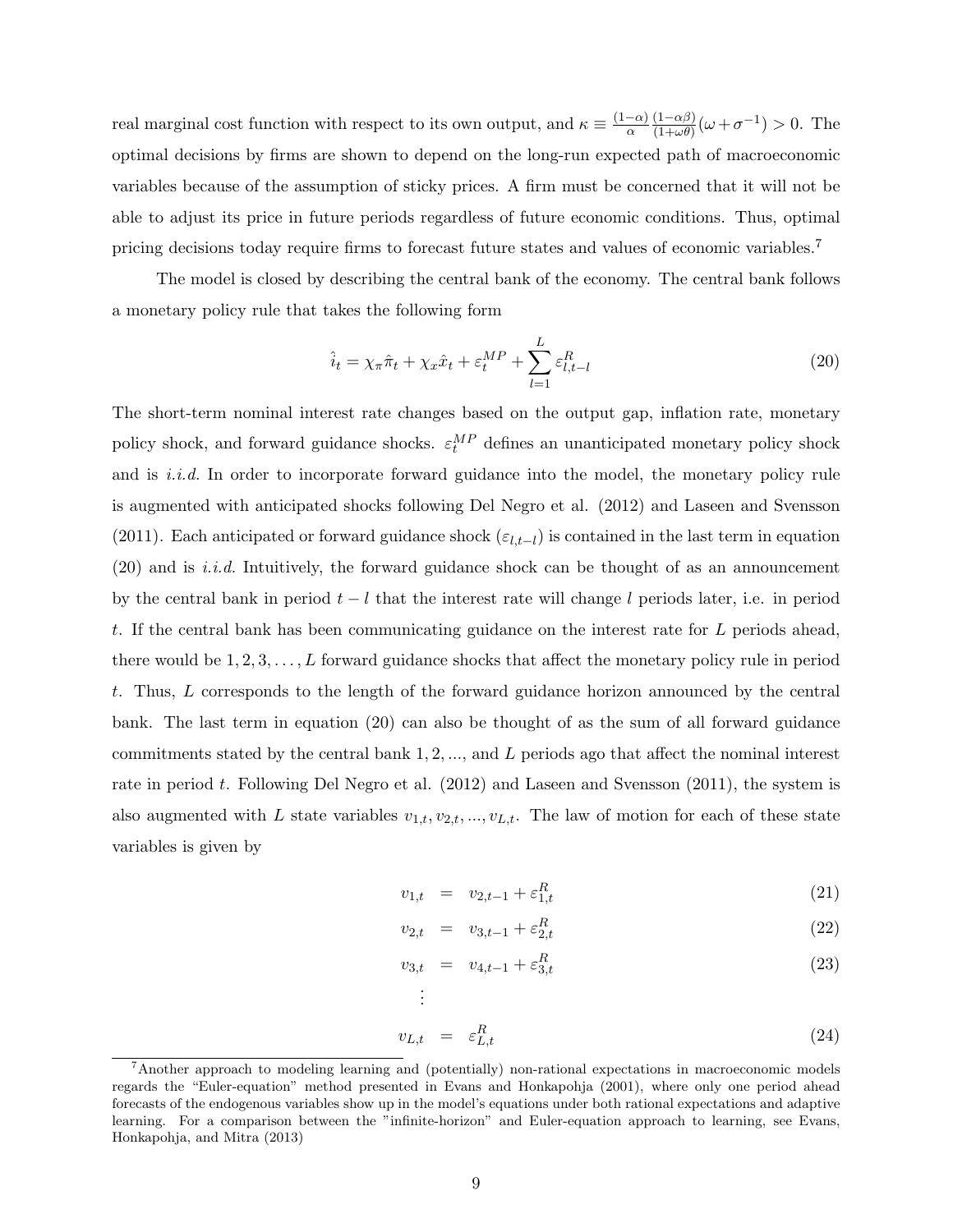real marginal cost function with respect to its own output, and $\kappa \equiv \frac{(1-\alpha)}{\alpha}\frac{(1-\alpha\beta)}{(1+\omega\theta)}(\omega + \sigma^{-1}) > 0$. The optimal decisions by firms are shown to depend on the long-run expected path of macroeconomic variables because of the assumption of sticky prices. A firm must be concerned that it will not be able to adjust its price in future periods regardless of future economic conditions. Thus, optimal pricing decisions today require firms to forecast future states and values of economic variables.[7]

The model is closed by describing the central bank of the economy. The central bank follows a monetary policy rule that takes the following form

$$\hat{\imath}_t = \chi_\pi \hat{\pi}_t + \chi_x \hat{x}_t + \varepsilon_t^{MP} + \sum_{l=1}^{L} \varepsilon_{l,t-l}^{R} \tag{20}$$

The short-term nominal interest rate changes based on the output gap, inflation rate, monetary policy shock, and forward guidance shocks. $\varepsilon_t^{MP}$ defines an unanticipated monetary policy shock and is *i.i.d.* In order to incorporate forward guidance into the model, the monetary policy rule is augmented with anticipated shocks following Del Negro et al. (2012) and Laseen and Svensson (2011). Each anticipated or forward guidance shock ($\varepsilon_{l,t-l}$) is contained in the last term in equation (20) and is *i.i.d.* Intuitively, the forward guidance shock can be thought of as an announcement by the central bank in period $t-l$ that the interest rate will change $l$ periods later, i.e. in period $t$. If the central bank has been communicating guidance on the interest rate for $L$ periods ahead, there would be $1, 2, 3, \ldots, L$ forward guidance shocks that affect the monetary policy rule in period $t$. Thus, $L$ corresponds to the length of the forward guidance horizon announced by the central bank. The last term in equation (20) can also be thought of as the sum of all forward guidance commitments stated by the central bank $1, 2, ...,$ and $L$ periods ago that affect the nominal interest rate in period $t$. Following Del Negro et al. (2012) and Laseen and Svensson (2011), the system is also augmented with $L$ state variables $v_{1,t}, v_{2,t}, ..., v_{L,t}$. The law of motion for each of these state variables is given by

$$v_{1,t} = v_{2,t-1} + \varepsilon_{1,t}^{R} \tag{21}$$

$$v_{2,t} = v_{3,t-1} + \varepsilon_{2,t}^{R} \tag{22}$$

$$v_{3,t} = v_{4,t-1} + \varepsilon_{3,t}^{R} \tag{23}$$

$$\vdots$$

$$v_{L,t} = \varepsilon_{L,t}^{R} \tag{24}$$

[7] Another approach to modeling learning and (potentially) non-rational expectations in macroeconomic models regards the "Euler-equation" method presented in Evans and Honkapohja (2001), where only one period ahead forecasts of the endogenous variables show up in the model's equations under both rational expectations and adaptive learning. For a comparison between the "infinite-horizon" and Euler-equation approach to learning, see Evans, Honkapohja, and Mitra (2013)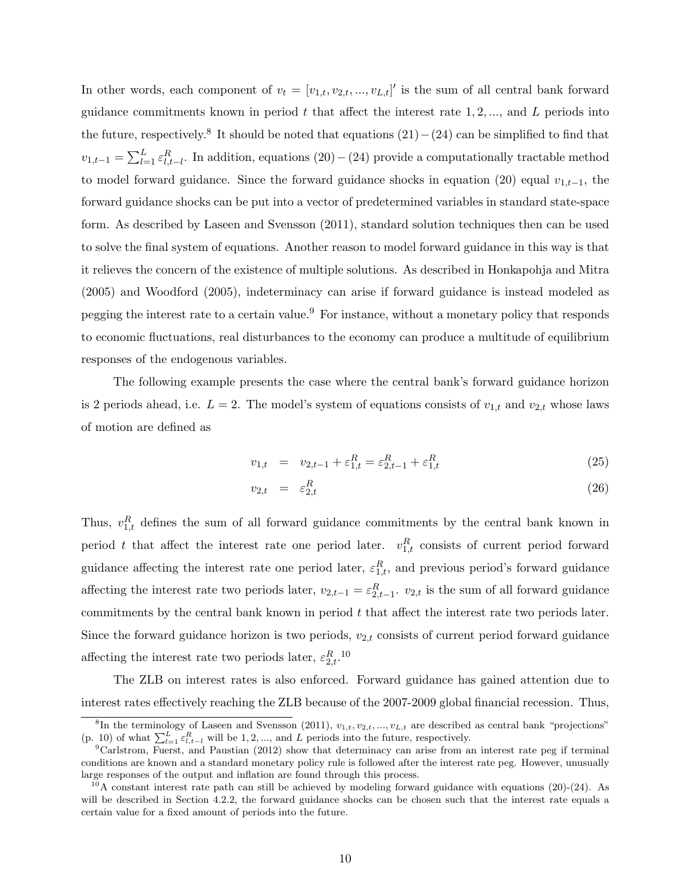In other words, each component of $v_t = [v_{1,t}, v_{2,t}, ..., v_{L,t}]'$ is the sum of all central bank forward guidance commitments known in period $t$ that affect the interest rate $1, 2, ...,$ and $L$ periods into the future, respectively.[8] It should be noted that equations $(21)-(24)$ can be simplified to find that $v_{1,t-1} = \sum_{l=1}^{L} \varepsilon_{l,t-l}^{R}$. In addition, equations $(20)-(24)$ provide a computationally tractable method to model forward guidance. Since the forward guidance shocks in equation (20) equal $v_{1,t-1}$, the forward guidance shocks can be put into a vector of predetermined variables in standard state-space form. As described by Laseen and Svensson (2011), standard solution techniques then can be used to solve the final system of equations. Another reason to model forward guidance in this way is that it relieves the concern of the existence of multiple solutions. As described in Honkapohja and Mitra (2005) and Woodford (2005), indeterminacy can arise if forward guidance is instead modeled as pegging the interest rate to a certain value.[9] For instance, without a monetary policy that responds to economic fluctuations, real disturbances to the economy can produce a multitude of equilibrium responses of the endogenous variables.

The following example presents the case where the central bank's forward guidance horizon is 2 periods ahead, i.e. $L = 2$. The model's system of equations consists of $v_{1,t}$ and $v_{2,t}$ whose laws of motion are defined as

$$v_{1,t} = v_{2,t-1} + \varepsilon_{1,t}^{R} = \varepsilon_{2,t-1}^{R} + \varepsilon_{1,t}^{R} \tag{25}$$

$$v_{2,t} = \varepsilon_{2,t}^{R} \tag{26}$$

Thus, $v_{1,t}^{R}$ defines the sum of all forward guidance commitments by the central bank known in period $t$ that affect the interest rate one period later. $v_{1,t}^{R}$ consists of current period forward guidance affecting the interest rate one period later, $\varepsilon_{1,t}^{R}$, and previous period's forward guidance affecting the interest rate two periods later, $v_{2,t-1} = \varepsilon_{2,t-1}^{R}$. $v_{2,t}$ is the sum of all forward guidance commitments by the central bank known in period $t$ that affect the interest rate two periods later. Since the forward guidance horizon is two periods, $v_{2,t}$ consists of current period forward guidance affecting the interest rate two periods later, $\varepsilon_{2,t}^{R}$.[10]

The ZLB on interest rates is also enforced. Forward guidance has gained attention due to interest rates effectively reaching the ZLB because of the 2007-2009 global financial recession. Thus,

---

[8] In the terminology of Laseen and Svensson (2011), $v_{1,t}, v_{2,t}, ..., v_{L,t}$ are described as central bank "projections" (p. 10) of what $\sum_{l=1}^{L} \varepsilon_{l,t-l}^{R}$ will be $1, 2, ...,$ and $L$ periods into the future, respectively.

[9] Carlstrom, Fuerst, and Paustian (2012) show that determinacy can arise from an interest rate peg if terminal conditions are known and a standard monetary policy rule is followed after the interest rate peg. However, unusually large responses of the output and inflation are found through this process.

[10] A constant interest rate path can still be achieved by modeling forward guidance with equations (20)-(24). As will be described in Section 4.2.2, the forward guidance shocks can be chosen such that the interest rate equals a certain value for a fixed amount of periods into the future.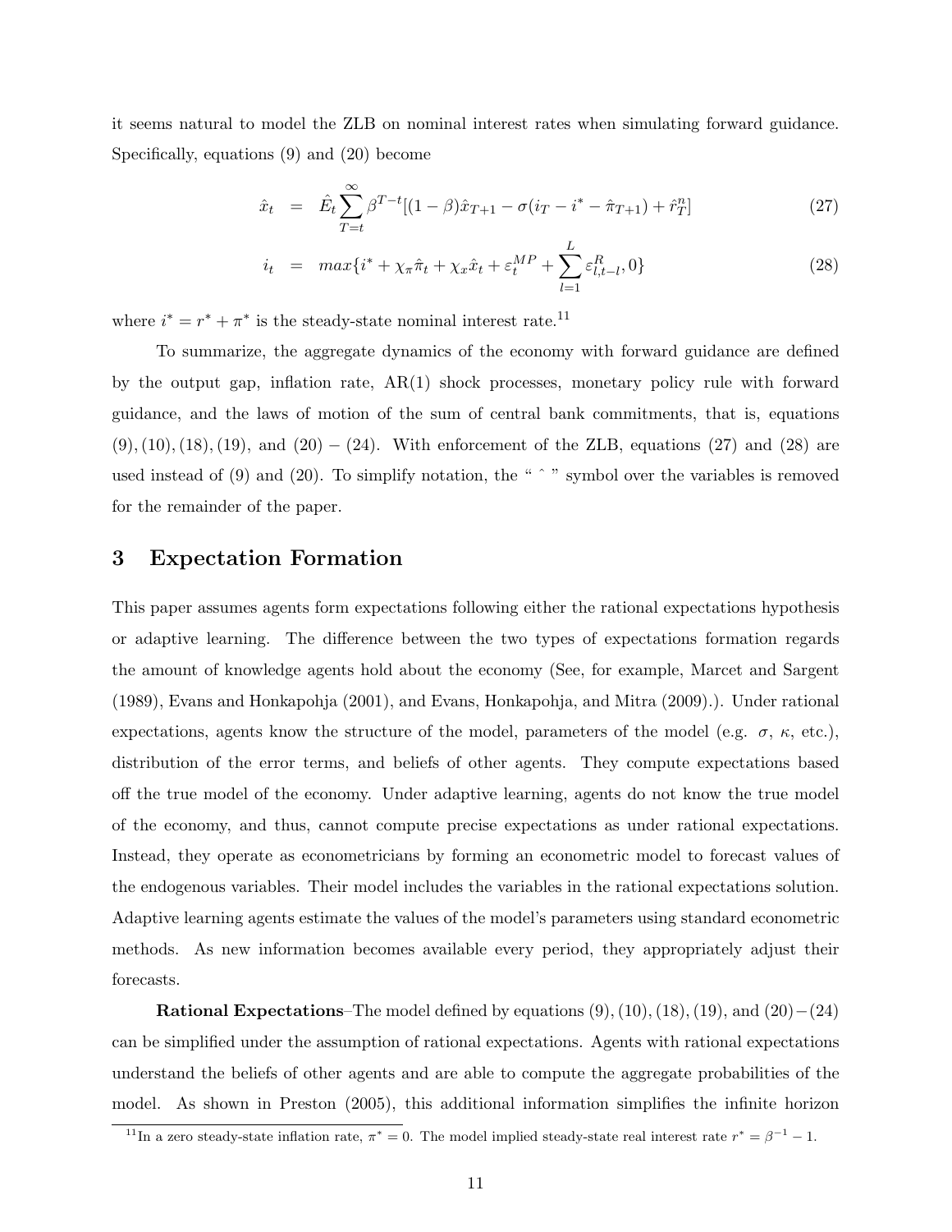it seems natural to model the ZLB on nominal interest rates when simulating forward guidance. Specifically, equations (9) and (20) become

$$\hat{x}_t = \hat{E}_t \sum_{T=t}^{\infty} \beta^{T-t} [(1-\beta)\hat{x}_{T+1} - \sigma(i_T - i^* - \hat{\pi}_{T+1}) + \hat{r}_T^n] \tag{27}$$

$$i_t = max\{i^* + \chi_\pi \hat{\pi}_t + \chi_x \hat{x}_t + \varepsilon_t^{MP} + \sum_{l=1}^{L} \varepsilon_{l,t-l}^R, 0\} \tag{28}$$

where $i^* = r^* + \pi^*$ is the steady-state nominal interest rate.[11]

To summarize, the aggregate dynamics of the economy with forward guidance are defined by the output gap, inflation rate, AR(1) shock processes, monetary policy rule with forward guidance, and the laws of motion of the sum of central bank commitments, that is, equations $(9), (10), (18), (19)$, and $(20) - (24)$. With enforcement of the ZLB, equations (27) and (28) are used instead of (9) and (20). To simplify notation, the " ˆ " symbol over the variables is removed for the remainder of the paper.

# 3 Expectation Formation

This paper assumes agents form expectations following either the rational expectations hypothesis or adaptive learning. The difference between the two types of expectations formation regards the amount of knowledge agents hold about the economy (See, for example, Marcet and Sargent (1989), Evans and Honkapohja (2001), and Evans, Honkapohja, and Mitra (2009).). Under rational expectations, agents know the structure of the model, parameters of the model (e.g. $\sigma$, $\kappa$, etc.), distribution of the error terms, and beliefs of other agents. They compute expectations based off the true model of the economy. Under adaptive learning, agents do not know the true model of the economy, and thus, cannot compute precise expectations as under rational expectations. Instead, they operate as econometricians by forming an econometric model to forecast values of the endogenous variables. Their model includes the variables in the rational expectations solution. Adaptive learning agents estimate the values of the model's parameters using standard econometric methods. As new information becomes available every period, they appropriately adjust their forecasts.

**Rational Expectations**–The model defined by equations $(9), (10), (18), (19)$, and $(20) - (24)$ can be simplified under the assumption of rational expectations. Agents with rational expectations understand the beliefs of other agents and are able to compute the aggregate probabilities of the model. As shown in Preston (2005), this additional information simplifies the infinite horizon

[11] In a zero steady-state inflation rate, $\pi^* = 0$. The model implied steady-state real interest rate $r^* = \beta^{-1} - 1$.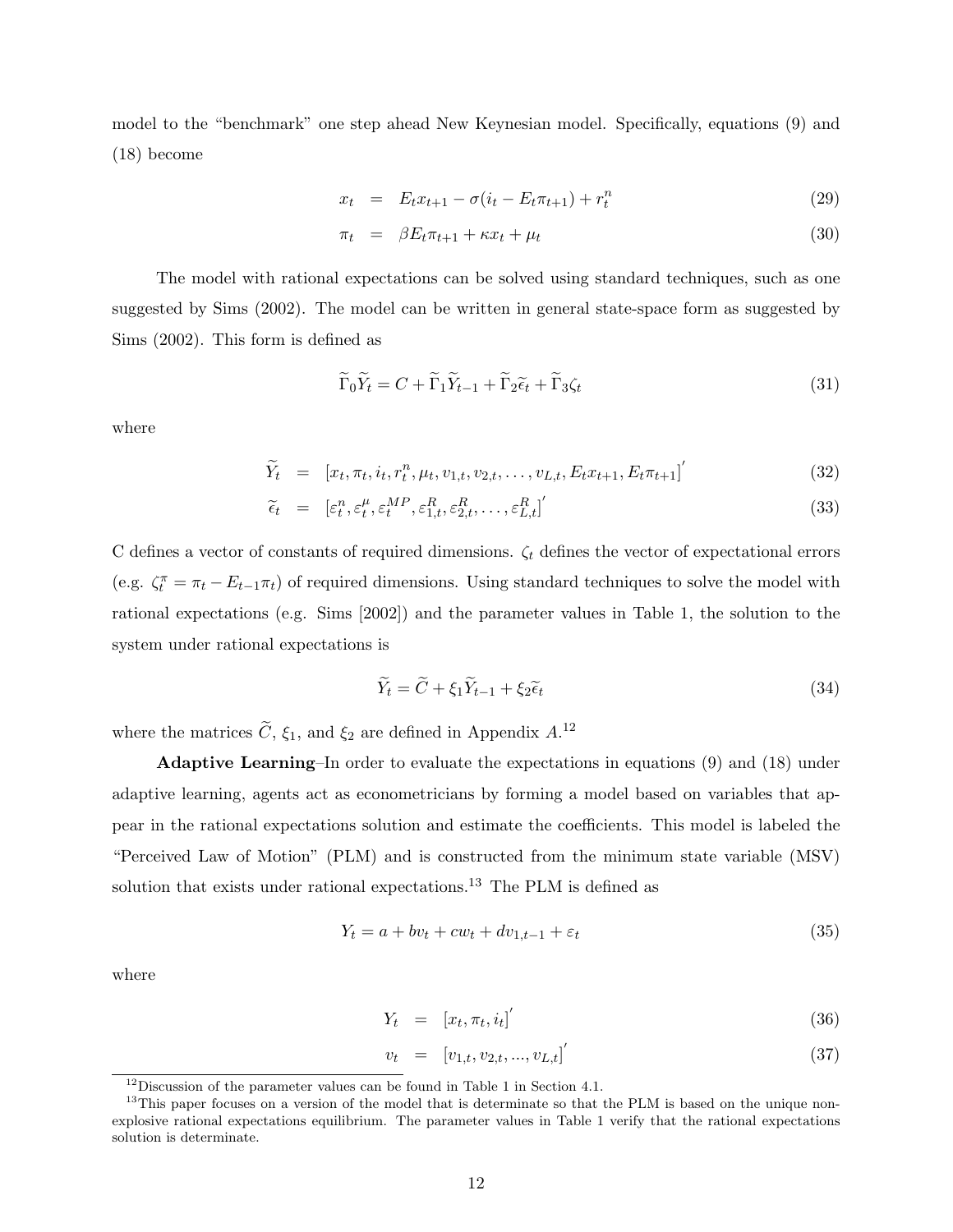model to the "benchmark" one step ahead New Keynesian model. Specifically, equations (9) and (18) become

$$x_t = E_t x_{t+1} - \sigma(i_t - E_t \pi_{t+1}) + r_t^n \tag{29}$$

$$\pi_t = \beta E_t \pi_{t+1} + \kappa x_t + \mu_t \tag{30}$$

The model with rational expectations can be solved using standard techniques, such as one suggested by Sims (2002). The model can be written in general state-space form as suggested by Sims (2002). This form is defined as

$$\widetilde{\Gamma}_0 \widetilde{Y}_t = C + \widetilde{\Gamma}_1 \widetilde{Y}_{t-1} + \widetilde{\Gamma}_2 \widetilde{\epsilon}_t + \widetilde{\Gamma}_3 \zeta_t \tag{31}$$

where

$$\widetilde{Y}_t = \left[x_t, \pi_t, i_t, r_t^n, \mu_t, v_{1,t}, v_{2,t}, \ldots, v_{L,t}, E_t x_{t+1}, E_t \pi_{t+1}\right]' \tag{32}$$

$$\widetilde{\epsilon}_t = \left[\varepsilon_t^n, \varepsilon_t^\mu, \varepsilon_t^{MP}, \varepsilon_{1,t}^R, \varepsilon_{2,t}^R, \ldots, \varepsilon_{L,t}^R\right]' \tag{33}$$

C defines a vector of constants of required dimensions. $\zeta_t$ defines the vector of expectational errors (e.g. $\zeta_t^\pi = \pi_t - E_{t-1}\pi_t$) of required dimensions. Using standard techniques to solve the model with rational expectations (e.g. Sims [2002]) and the parameter values in Table 1, the solution to the system under rational expectations is

$$\widetilde{Y}_t = \widetilde{C} + \xi_1 \widetilde{Y}_{t-1} + \xi_2 \widetilde{\epsilon}_t \tag{34}$$

where the matrices $\widetilde{C}$, $\xi_1$, and $\xi_2$ are defined in Appendix $A$.[12]

**Adaptive Learning**–In order to evaluate the expectations in equations (9) and (18) under adaptive learning, agents act as econometricians by forming a model based on variables that appear in the rational expectations solution and estimate the coefficients. This model is labeled the "Perceived Law of Motion" (PLM) and is constructed from the minimum state variable (MSV) solution that exists under rational expectations.[13] The PLM is defined as

$$Y_t = a + bv_t + cw_t + dv_{1,t-1} + \varepsilon_t \tag{35}$$

where

$$Y_t = \left[x_t, \pi_t, i_t\right]' \tag{36}$$

$$v_t = \left[v_{1,t}, v_{2,t}, ..., v_{L,t}\right]' \tag{37}$$

[12] Discussion of the parameter values can be found in Table 1 in Section 4.1.

[13] This paper focuses on a version of the model that is determinate so that the PLM is based on the unique non-explosive rational expectations equilibrium. The parameter values in Table 1 verify that the rational expectations solution is determinate.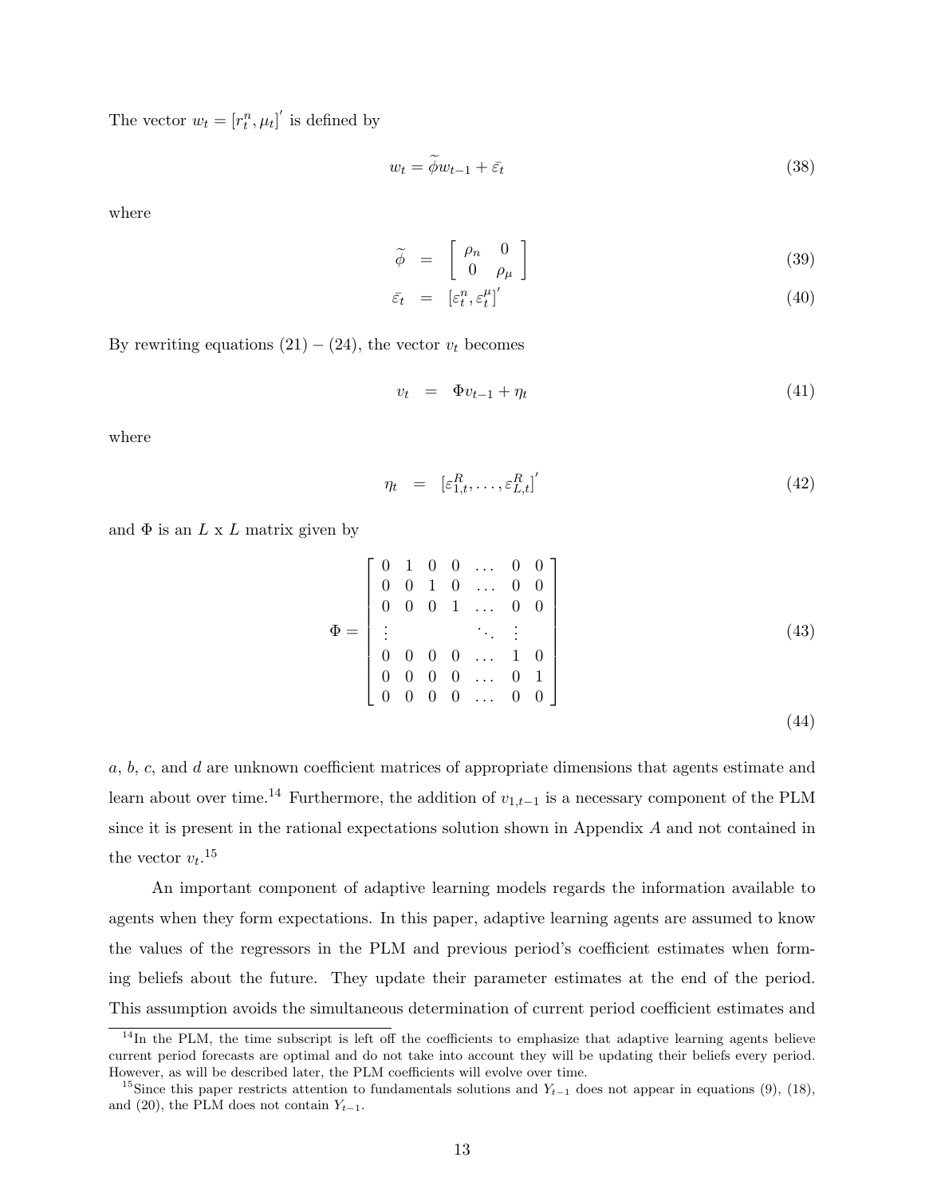The vector $w_t = [r_t^n, \mu_t]'$ is defined by

$$w_t = \widetilde{\phi} w_{t-1} + \bar{\varepsilon}_t \tag{38}$$

where

$$\widetilde{\phi} = \begin{bmatrix} \rho_n & 0 \\ 0 & \rho_\mu \end{bmatrix} \tag{39}$$

$$\bar{\varepsilon}_t = [\varepsilon_t^n, \varepsilon_t^\mu]' \tag{40}$$

By rewriting equations (21) – (24), the vector $v_t$ becomes

$$v_t = \Phi v_{t-1} + \eta_t \tag{41}$$

where

$$\eta_t = [\varepsilon_{1,t}^R, \ldots, \varepsilon_{L,t}^R]' \tag{42}$$

and $\Phi$ is an $L$ x $L$ matrix given by

$$\Phi = \begin{bmatrix} 0 & 1 & 0 & 0 & \ldots & 0 & 0 \\ 0 & 0 & 1 & 0 & \ldots & 0 & 0 \\ 0 & 0 & 0 & 1 & \ldots & 0 & 0 \\ \vdots & & & & \ddots & \vdots & \\ 0 & 0 & 0 & 0 & \ldots & 1 & 0 \\ 0 & 0 & 0 & 0 & \ldots & 0 & 1 \\ 0 & 0 & 0 & 0 & \ldots & 0 & 0 \end{bmatrix} \tag{43}$$

(44)

$a$, $b$, $c$, and $d$ are unknown coefficient matrices of appropriate dimensions that agents estimate and learn about over time.[14] Furthermore, the addition of $v_{1,t-1}$ is a necessary component of the PLM since it is present in the rational expectations solution shown in Appendix $A$ and not contained in the vector $v_t$.[15]

An important component of adaptive learning models regards the information available to agents when they form expectations. In this paper, adaptive learning agents are assumed to know the values of the regressors in the PLM and previous period's coefficient estimates when forming beliefs about the future. They update their parameter estimates at the end of the period. This assumption avoids the simultaneous determination of current period coefficient estimates and

[14] In the PLM, the time subscript is left off the coefficients to emphasize that adaptive learning agents believe current period forecasts are optimal and do not take into account they will be updating their beliefs every period. However, as will be described later, the PLM coefficients will evolve over time.

[15] Since this paper restricts attention to fundamentals solutions and $Y_{t-1}$ does not appear in equations (9), (18), and (20), the PLM does not contain $Y_{t-1}$.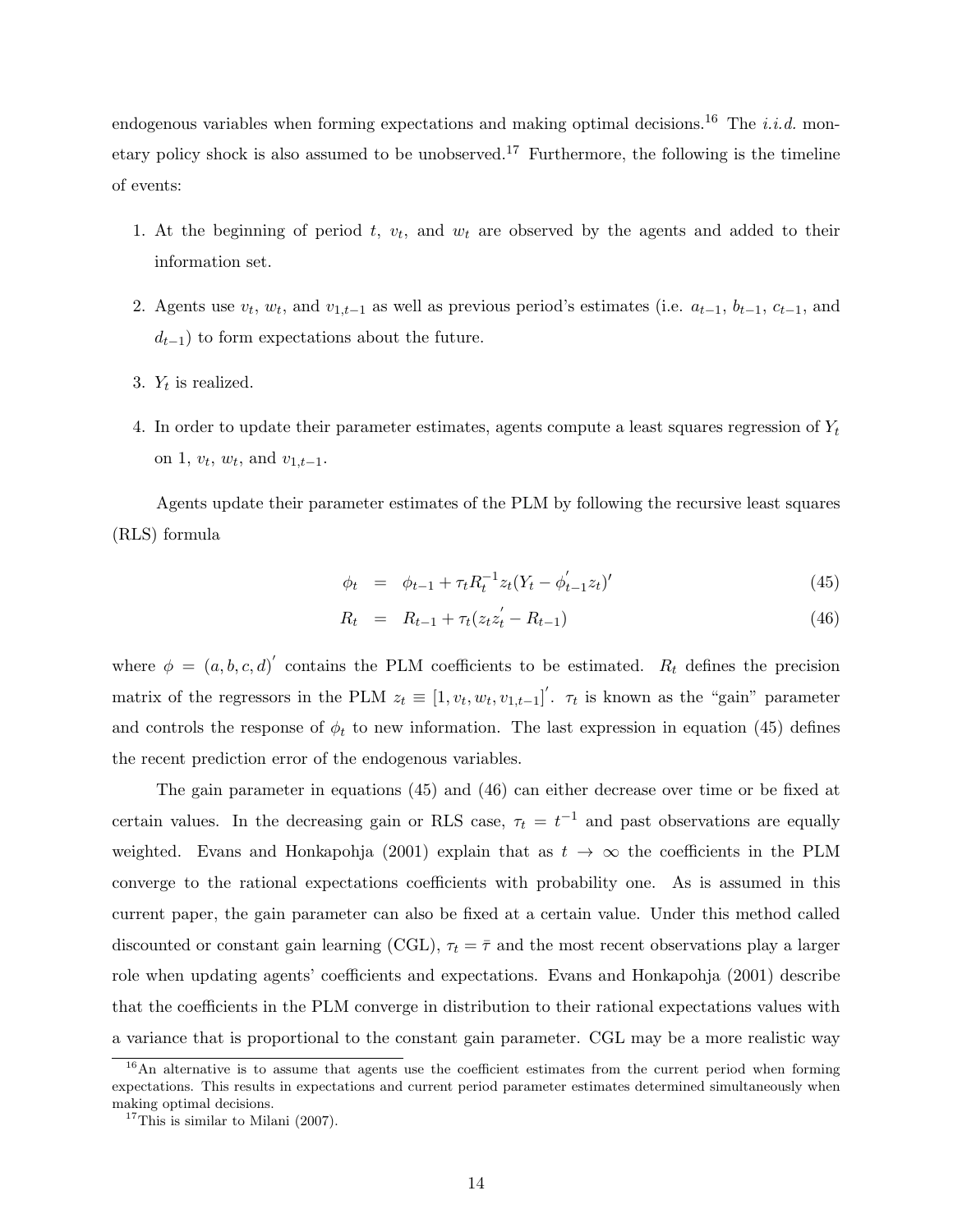endogenous variables when forming expectations and making optimal decisions.[16] The *i.i.d.* monetary policy shock is also assumed to be unobserved.[17] Furthermore, the following is the timeline of events:

1. At the beginning of period $t$, $v_t$, and $w_t$ are observed by the agents and added to their information set.
2. Agents use $v_t$, $w_t$, and $v_{1,t-1}$ as well as previous period's estimates (i.e. $a_{t-1}$, $b_{t-1}$, $c_{t-1}$, and $d_{t-1}$) to form expectations about the future.
3. $Y_t$ is realized.
4. In order to update their parameter estimates, agents compute a least squares regression of $Y_t$ on 1, $v_t$, $w_t$, and $v_{1,t-1}$.

Agents update their parameter estimates of the PLM by following the recursive least squares (RLS) formula

$$\phi_t = \phi_{t-1} + \tau_t R_t^{-1} z_t (Y_t - \phi_{t-1}' z_t)' \tag{45}$$

$$R_t = R_{t-1} + \tau_t (z_t z_t' - R_{t-1}) \tag{46}$$

where $\phi = (a, b, c, d)'$ contains the PLM coefficients to be estimated. $R_t$ defines the precision matrix of the regressors in the PLM $z_t \equiv [1, v_t, w_t, v_{1,t-1}]'$. $\tau_t$ is known as the "gain" parameter and controls the response of $\phi_t$ to new information. The last expression in equation (45) defines the recent prediction error of the endogenous variables.

The gain parameter in equations (45) and (46) can either decrease over time or be fixed at certain values. In the decreasing gain or RLS case, $\tau_t = t^{-1}$ and past observations are equally weighted. Evans and Honkapohja (2001) explain that as $t \to \infty$ the coefficients in the PLM converge to the rational expectations coefficients with probability one. As is assumed in this current paper, the gain parameter can also be fixed at a certain value. Under this method called discounted or constant gain learning (CGL), $\tau_t = \bar{\tau}$ and the most recent observations play a larger role when updating agents' coefficients and expectations. Evans and Honkapohja (2001) describe that the coefficients in the PLM converge in distribution to their rational expectations values with a variance that is proportional to the constant gain parameter. CGL may be a more realistic way

[16] An alternative is to assume that agents use the coefficient estimates from the current period when forming expectations. This results in expectations and current period parameter estimates determined simultaneously when making optimal decisions.

[17] This is similar to Milani (2007).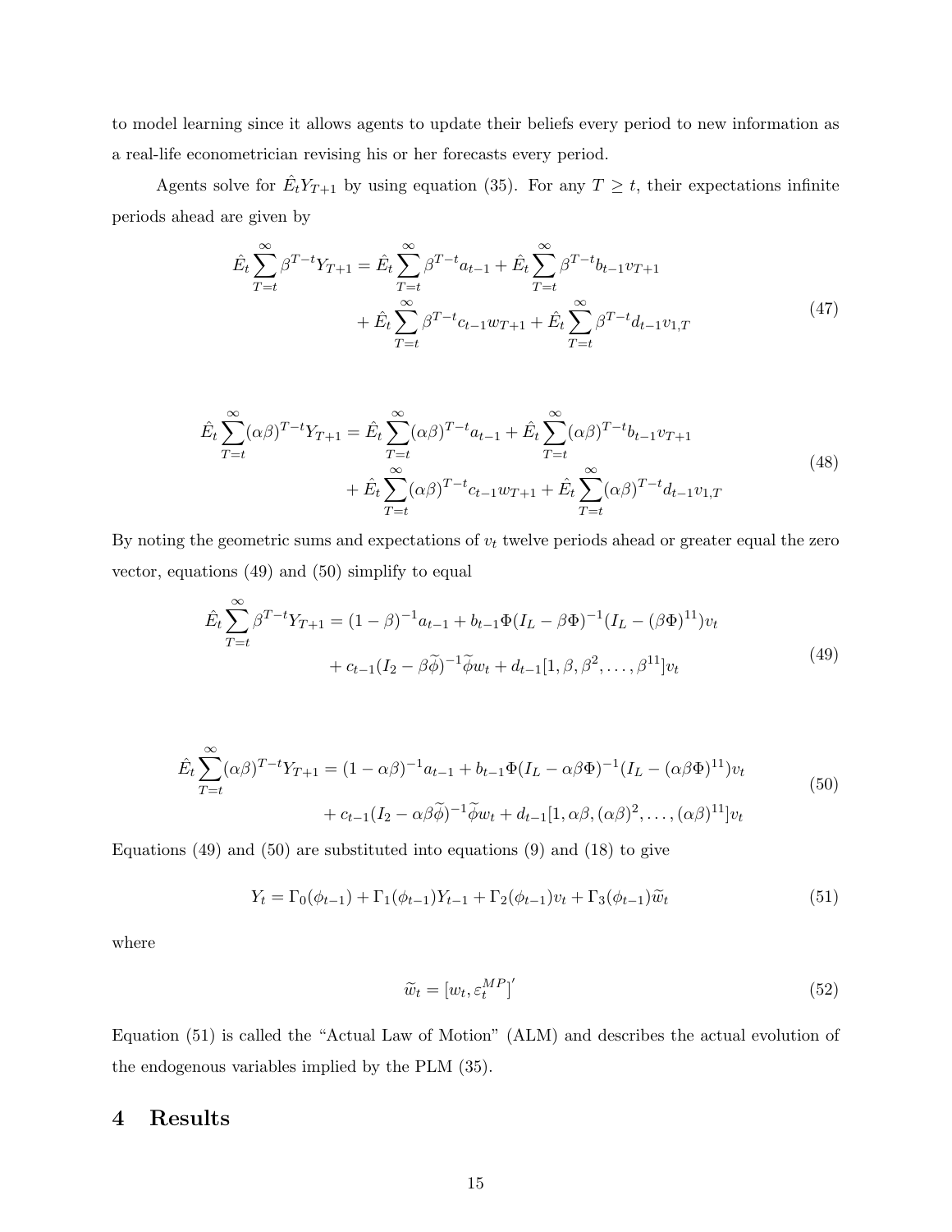to model learning since it allows agents to update their beliefs every period to new information as a real-life econometrician revising his or her forecasts every period.

Agents solve for $\hat{E}_t Y_{T+1}$ by using equation (35). For any $T \geq t$, their expectations infinite periods ahead are given by

$$
\begin{aligned}
\hat{E}_t \sum_{T=t}^{\infty} \beta^{T-t} Y_{T+1} = \hat{E}_t \sum_{T=t}^{\infty} \beta^{T-t} a_{t-1} + \hat{E}_t \sum_{T=t}^{\infty} \beta^{T-t} b_{t-1} v_{T+1} \\
+ \hat{E}_t \sum_{T=t}^{\infty} \beta^{T-t} c_{t-1} w_{T+1} + \hat{E}_t \sum_{T=t}^{\infty} \beta^{T-t} d_{t-1} v_{1,T}
\end{aligned}
\tag{47}
$$

$$
\begin{aligned}
\hat{E}_t \sum_{T=t}^{\infty} (\alpha\beta)^{T-t} Y_{T+1} = \hat{E}_t \sum_{T=t}^{\infty} (\alpha\beta)^{T-t} a_{t-1} + \hat{E}_t \sum_{T=t}^{\infty} (\alpha\beta)^{T-t} b_{t-1} v_{T+1} \\
+ \hat{E}_t \sum_{T=t}^{\infty} (\alpha\beta)^{T-t} c_{t-1} w_{T+1} + \hat{E}_t \sum_{T=t}^{\infty} (\alpha\beta)^{T-t} d_{t-1} v_{1,T}
\end{aligned}
\tag{48}
$$

By noting the geometric sums and expectations of $v_t$ twelve periods ahead or greater equal the zero vector, equations (49) and (50) simplify to equal

$$
\begin{aligned}
\hat{E}_t \sum_{T=t}^{\infty} \beta^{T-t} Y_{T+1} = (1-\beta)^{-1} a_{t-1} + b_{t-1} \Phi (I_L - \beta\Phi)^{-1} (I_L - (\beta\Phi)^{11}) v_t \\
+ c_{t-1} (I_2 - \beta\widetilde{\phi})^{-1} \widetilde{\phi} w_t + d_{t-1} [1, \beta, \beta^2, \ldots, \beta^{11}] v_t
\end{aligned}
\tag{49}
$$

$$
\begin{aligned}
\hat{E}_t \sum_{T=t}^{\infty} (\alpha\beta)^{T-t} Y_{T+1} = (1-\alpha\beta)^{-1} a_{t-1} + b_{t-1} \Phi (I_L - \alpha\beta\Phi)^{-1} (I_L - (\alpha\beta\Phi)^{11}) v_t \\
+ c_{t-1} (I_2 - \alpha\beta\widetilde{\phi})^{-1} \widetilde{\phi} w_t + d_{t-1} [1, \alpha\beta, (\alpha\beta)^2, \ldots, (\alpha\beta)^{11}] v_t
\end{aligned}
\tag{50}
$$

Equations (49) and (50) are substituted into equations (9) and (18) to give

$$
Y_t = \Gamma_0(\phi_{t-1}) + \Gamma_1(\phi_{t-1}) Y_{t-1} + \Gamma_2(\phi_{t-1}) v_t + \Gamma_3(\phi_{t-1}) \widetilde{w}_t \tag{51}
$$

where

$$
\widetilde{w}_t = [w_t, \varepsilon_t^{MP}]' \tag{52}
$$

Equation (51) is called the "Actual Law of Motion" (ALM) and describes the actual evolution of the endogenous variables implied by the PLM (35).

# 4 Results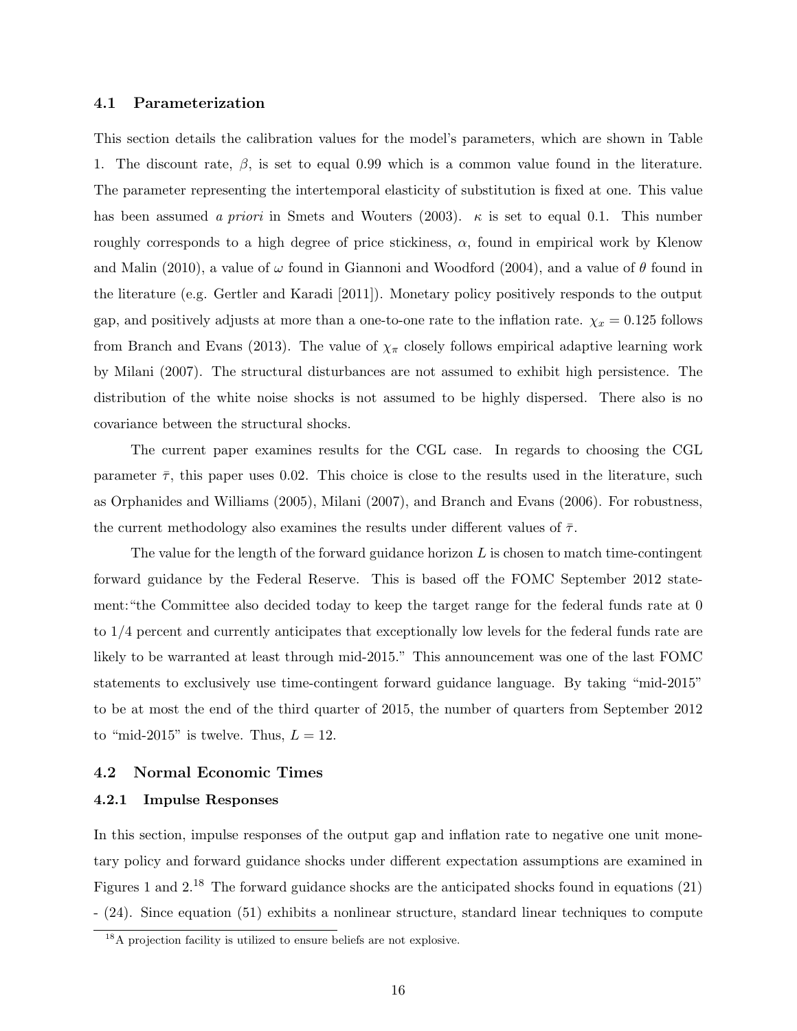### 4.1 Parameterization

This section details the calibration values for the model's parameters, which are shown in Table 1. The discount rate, $\beta$, is set to equal 0.99 which is a common value found in the literature. The parameter representing the intertemporal elasticity of substitution is fixed at one. This value has been assumed *a priori* in Smets and Wouters (2003). $\kappa$ is set to equal 0.1. This number roughly corresponds to a high degree of price stickiness, $\alpha$, found in empirical work by Klenow and Malin (2010), a value of $\omega$ found in Giannoni and Woodford (2004), and a value of $\theta$ found in the literature (e.g. Gertler and Karadi [2011]). Monetary policy positively responds to the output gap, and positively adjusts at more than a one-to-one rate to the inflation rate. $\chi_x = 0.125$ follows from Branch and Evans (2013). The value of $\chi_\pi$ closely follows empirical adaptive learning work by Milani (2007). The structural disturbances are not assumed to exhibit high persistence. The distribution of the white noise shocks is not assumed to be highly dispersed. There also is no covariance between the structural shocks.

The current paper examines results for the CGL case. In regards to choosing the CGL parameter $\bar{\tau}$, this paper uses 0.02. This choice is close to the results used in the literature, such as Orphanides and Williams (2005), Milani (2007), and Branch and Evans (2006). For robustness, the current methodology also examines the results under different values of $\bar{\tau}$.

The value for the length of the forward guidance horizon $L$ is chosen to match time-contingent forward guidance by the Federal Reserve. This is based off the FOMC September 2012 statement: "the Committee also decided today to keep the target range for the federal funds rate at 0 to 1/4 percent and currently anticipates that exceptionally low levels for the federal funds rate are likely to be warranted at least through mid-2015." This announcement was one of the last FOMC statements to exclusively use time-contingent forward guidance language. By taking "mid-2015" to be at most the end of the third quarter of 2015, the number of quarters from September 2012 to "mid-2015" is twelve. Thus, $L = 12$.

### 4.2 Normal Economic Times

#### 4.2.1 Impulse Responses

In this section, impulse responses of the output gap and inflation rate to negative one unit monetary policy and forward guidance shocks under different expectation assumptions are examined in Figures 1 and 2.[18] The forward guidance shocks are the anticipated shocks found in equations (21) - (24). Since equation (51) exhibits a nonlinear structure, standard linear techniques to compute

[18] A projection facility is utilized to ensure beliefs are not explosive.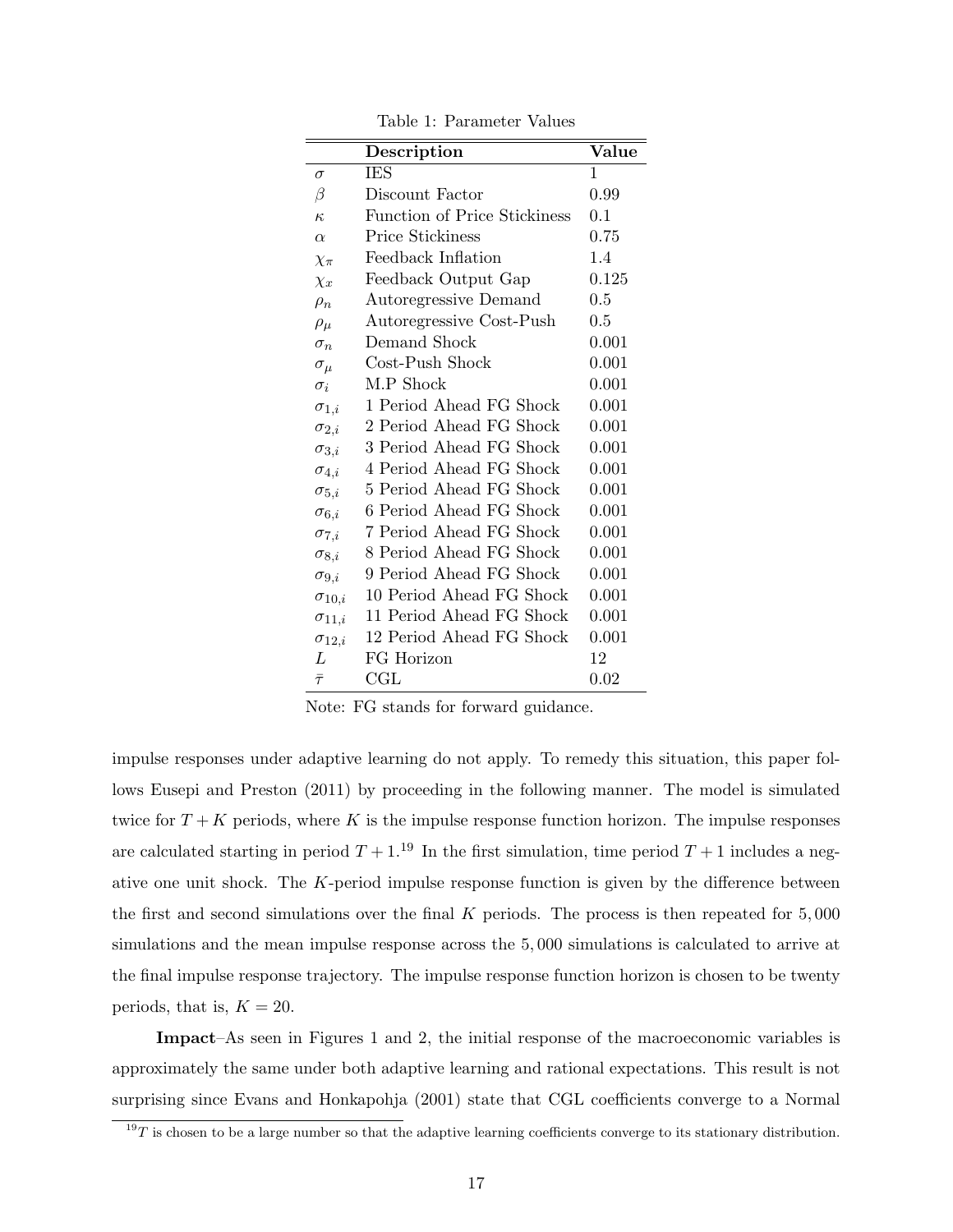Table 1: Parameter Values

| | Description | Value |
|---|---|---|
| $\sigma$ | IES | 1 |
| $\beta$ | Discount Factor | 0.99 |
| $\kappa$ | Function of Price Stickiness | 0.1 |
| $\alpha$ | Price Stickiness | 0.75 |
| $\chi_\pi$ | Feedback Inflation | 1.4 |
| $\chi_x$ | Feedback Output Gap | 0.125 |
| $\rho_n$ | Autoregressive Demand | 0.5 |
| $\rho_\mu$ | Autoregressive Cost-Push | 0.5 |
| $\sigma_n$ | Demand Shock | 0.001 |
| $\sigma_\mu$ | Cost-Push Shock | 0.001 |
| $\sigma_i$ | M.P Shock | 0.001 |
| $\sigma_{1,i}$ | 1 Period Ahead FG Shock | 0.001 |
| $\sigma_{2,i}$ | 2 Period Ahead FG Shock | 0.001 |
| $\sigma_{3,i}$ | 3 Period Ahead FG Shock | 0.001 |
| $\sigma_{4,i}$ | 4 Period Ahead FG Shock | 0.001 |
| $\sigma_{5,i}$ | 5 Period Ahead FG Shock | 0.001 |
| $\sigma_{6,i}$ | 6 Period Ahead FG Shock | 0.001 |
| $\sigma_{7,i}$ | 7 Period Ahead FG Shock | 0.001 |
| $\sigma_{8,i}$ | 8 Period Ahead FG Shock | 0.001 |
| $\sigma_{9,i}$ | 9 Period Ahead FG Shock | 0.001 |
| $\sigma_{10,i}$ | 10 Period Ahead FG Shock | 0.001 |
| $\sigma_{11,i}$ | 11 Period Ahead FG Shock | 0.001 |
| $\sigma_{12,i}$ | 12 Period Ahead FG Shock | 0.001 |
| $L$ | FG Horizon | 12 |
| $\bar{\tau}$ | CGL | 0.02 |

Note: FG stands for forward guidance.

impulse responses under adaptive learning do not apply. To remedy this situation, this paper follows Eusepi and Preston (2011) by proceeding in the following manner. The model is simulated twice for $T+K$ periods, where $K$ is the impulse response function horizon. The impulse responses are calculated starting in period $T+1$.[19] In the first simulation, time period $T+1$ includes a negative one unit shock. The $K$-period impulse response function is given by the difference between the first and second simulations over the final $K$ periods. The process is then repeated for 5,000 simulations and the mean impulse response across the 5,000 simulations is calculated to arrive at the final impulse response trajectory. The impulse response function horizon is chosen to be twenty periods, that is, $K = 20$.

**Impact**–As seen in Figures 1 and 2, the initial response of the macroeconomic variables is approximately the same under both adaptive learning and rational expectations. This result is not surprising since Evans and Honkapohja (2001) state that CGL coefficients converge to a Normal

[19] $T$ is chosen to be a large number so that the adaptive learning coefficients converge to its stationary distribution.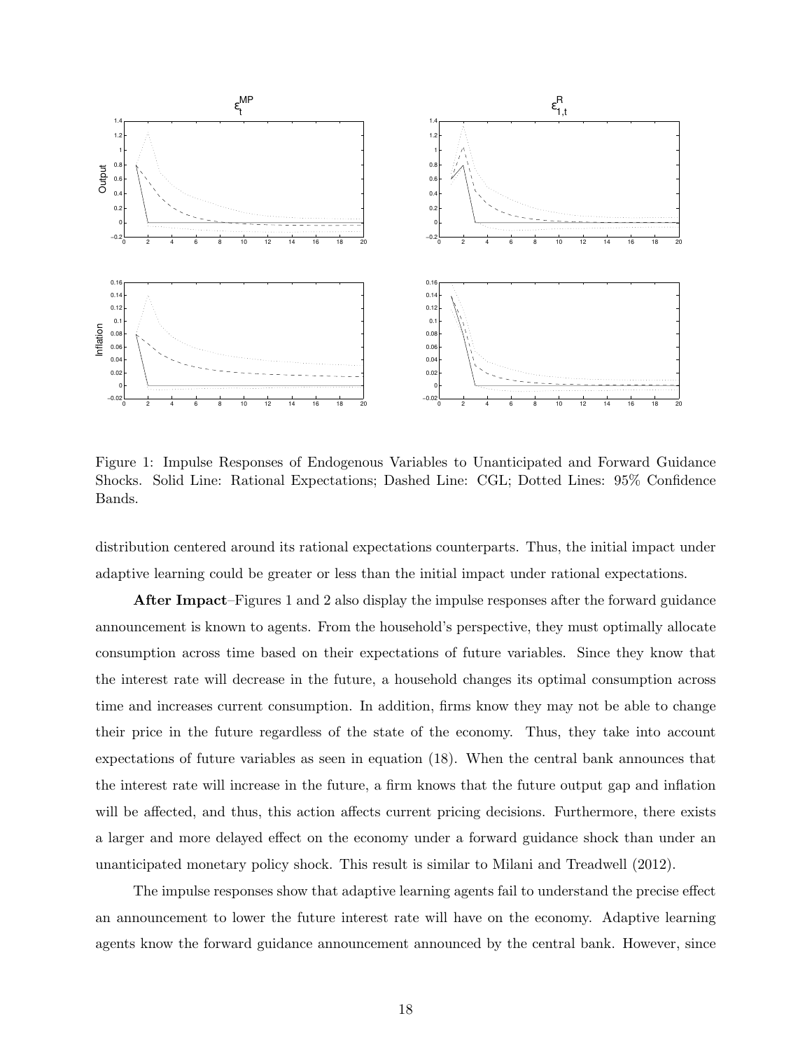Figure 1: Impulse Responses of Endogenous Variables to Unanticipated and Forward Guidance Shocks. Solid Line: Rational Expectations; Dashed Line: CGL; Dotted Lines: 95% Confidence Bands.

distribution centered around its rational expectations counterparts. Thus, the initial impact under adaptive learning could be greater or less than the initial impact under rational expectations.

**After Impact**–Figures 1 and 2 also display the impulse responses after the forward guidance announcement is known to agents. From the household's perspective, they must optimally allocate consumption across time based on their expectations of future variables. Since they know that the interest rate will decrease in the future, a household changes its optimal consumption across time and increases current consumption. In addition, firms know they may not be able to change their price in the future regardless of the state of the economy. Thus, they take into account expectations of future variables as seen in equation (18). When the central bank announces that the interest rate will increase in the future, a firm knows that the future output gap and inflation will be affected, and thus, this action affects current pricing decisions. Furthermore, there exists a larger and more delayed effect on the economy under a forward guidance shock than under an unanticipated monetary policy shock. This result is similar to Milani and Treadwell (2012).

The impulse responses show that adaptive learning agents fail to understand the precise effect an announcement to lower the future interest rate will have on the economy. Adaptive learning agents know the forward guidance announcement announced by the central bank. However, since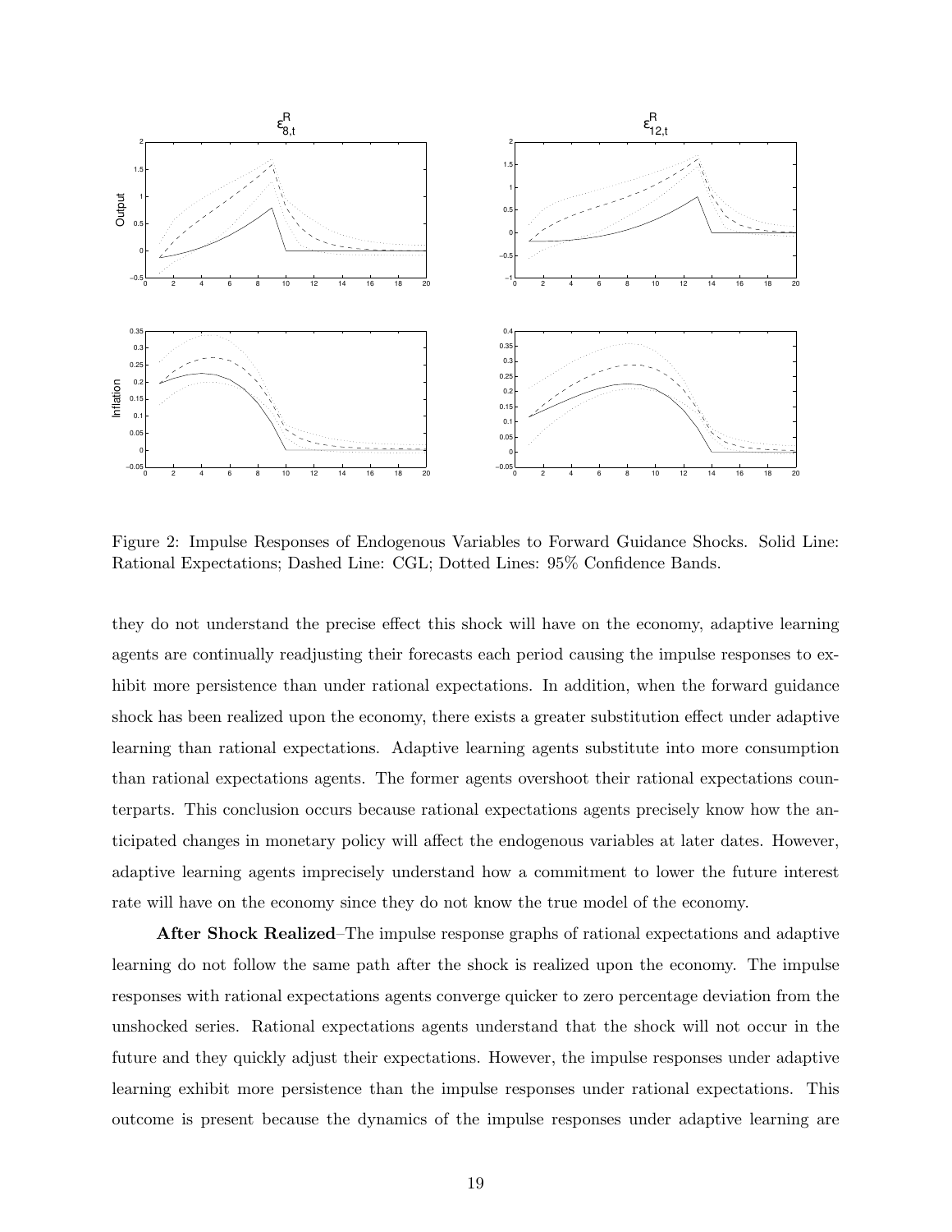Figure 2: Impulse Responses of Endogenous Variables to Forward Guidance Shocks. Solid Line: Rational Expectations; Dashed Line: CGL; Dotted Lines: 95% Confidence Bands.

they do not understand the precise effect this shock will have on the economy, adaptive learning agents are continually readjusting their forecasts each period causing the impulse responses to exhibit more persistence than under rational expectations. In addition, when the forward guidance shock has been realized upon the economy, there exists a greater substitution effect under adaptive learning than rational expectations. Adaptive learning agents substitute into more consumption than rational expectations agents. The former agents overshoot their rational expectations counterparts. This conclusion occurs because rational expectations agents precisely know how the anticipated changes in monetary policy will affect the endogenous variables at later dates. However, adaptive learning agents imprecisely understand how a commitment to lower the future interest rate will have on the economy since they do not know the true model of the economy.

**After Shock Realized**–The impulse response graphs of rational expectations and adaptive learning do not follow the same path after the shock is realized upon the economy. The impulse responses with rational expectations agents converge quicker to zero percentage deviation from the unshocked series. Rational expectations agents understand that the shock will not occur in the future and they quickly adjust their expectations. However, the impulse responses under adaptive learning exhibit more persistence than the impulse responses under rational expectations. This outcome is present because the dynamics of the impulse responses under adaptive learning are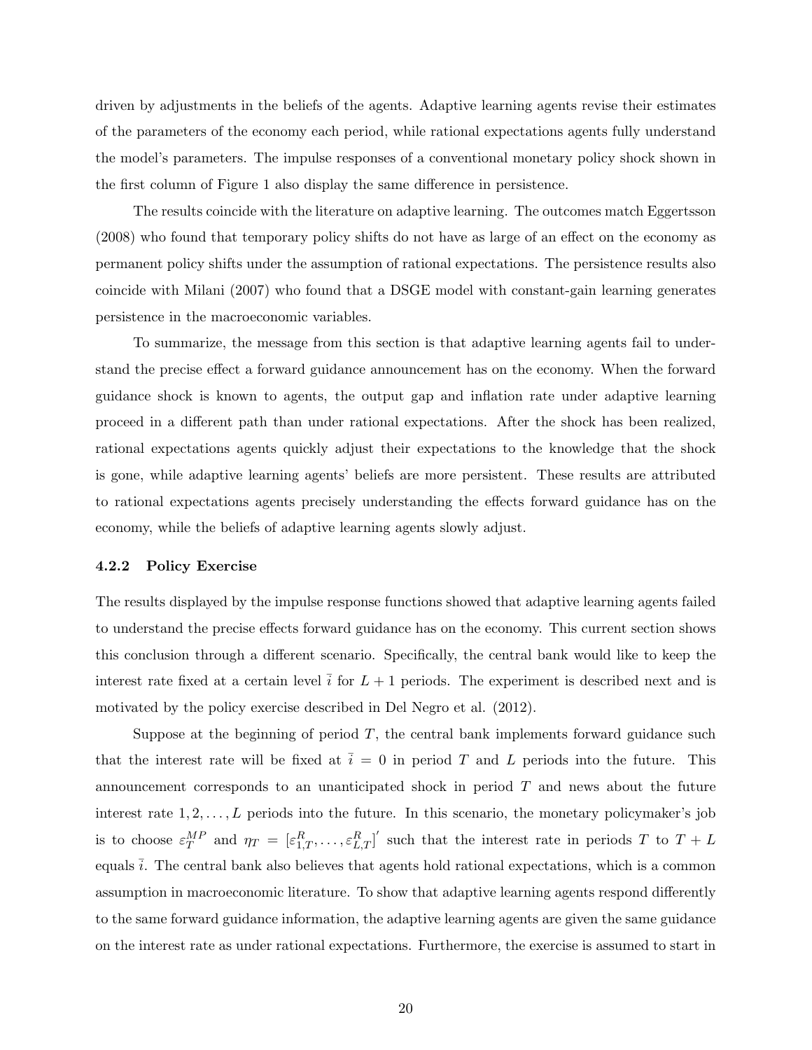driven by adjustments in the beliefs of the agents. Adaptive learning agents revise their estimates of the parameters of the economy each period, while rational expectations agents fully understand the model's parameters. The impulse responses of a conventional monetary policy shock shown in the first column of Figure 1 also display the same difference in persistence.

The results coincide with the literature on adaptive learning. The outcomes match Eggertsson (2008) who found that temporary policy shifts do not have as large of an effect on the economy as permanent policy shifts under the assumption of rational expectations. The persistence results also coincide with Milani (2007) who found that a DSGE model with constant-gain learning generates persistence in the macroeconomic variables.

To summarize, the message from this section is that adaptive learning agents fail to understand the precise effect a forward guidance announcement has on the economy. When the forward guidance shock is known to agents, the output gap and inflation rate under adaptive learning proceed in a different path than under rational expectations. After the shock has been realized, rational expectations agents quickly adjust their expectations to the knowledge that the shock is gone, while adaptive learning agents' beliefs are more persistent. These results are attributed to rational expectations agents precisely understanding the effects forward guidance has on the economy, while the beliefs of adaptive learning agents slowly adjust.

#### 4.2.2 Policy Exercise

The results displayed by the impulse response functions showed that adaptive learning agents failed to understand the precise effects forward guidance has on the economy. This current section shows this conclusion through a different scenario. Specifically, the central bank would like to keep the interest rate fixed at a certain level $\bar{i}$ for $L+1$ periods. The experiment is described next and is motivated by the policy exercise described in Del Negro et al. (2012).

Suppose at the beginning of period $T$, the central bank implements forward guidance such that the interest rate will be fixed at $\bar{i} = 0$ in period $T$ and $L$ periods into the future. This announcement corresponds to an unanticipated shock in period $T$ and news about the future interest rate $1, 2, \ldots, L$ periods into the future. In this scenario, the monetary policymaker's job is to choose $\varepsilon_T^{MP}$ and $\eta_T = [\varepsilon_{1,T}^R, \ldots, \varepsilon_{L,T}^R]'$ such that the interest rate in periods $T$ to $T+L$ equals $\bar{i}$. The central bank also believes that agents hold rational expectations, which is a common assumption in macroeconomic literature. To show that adaptive learning agents respond differently to the same forward guidance information, the adaptive learning agents are given the same guidance on the interest rate as under rational expectations. Furthermore, the exercise is assumed to start in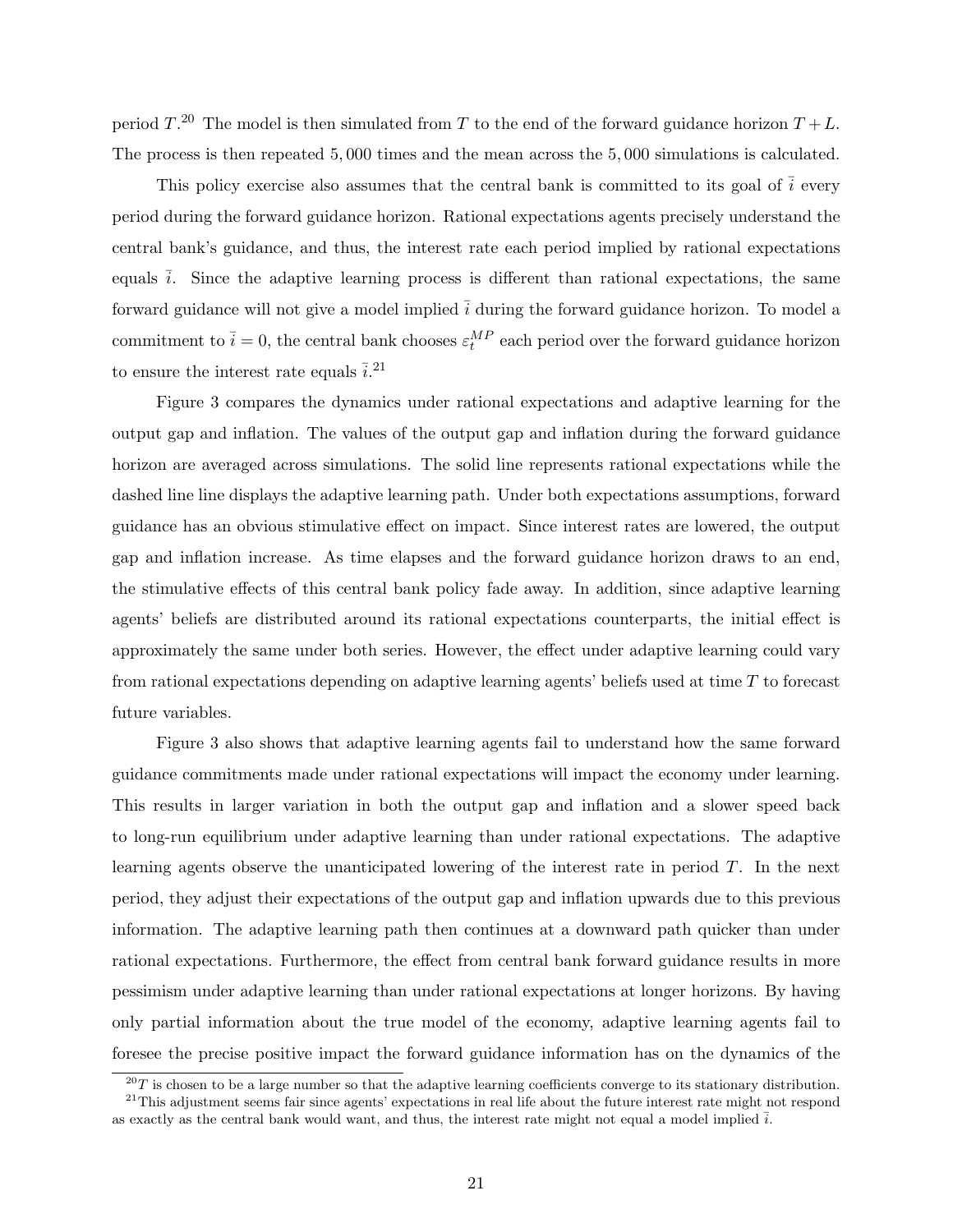period $T$.[20] The model is then simulated from $T$ to the end of the forward guidance horizon $T + L$. The process is then repeated 5,000 times and the mean across the 5,000 simulations is calculated.

This policy exercise also assumes that the central bank is committed to its goal of $\bar{i}$ every period during the forward guidance horizon. Rational expectations agents precisely understand the central bank's guidance, and thus, the interest rate each period implied by rational expectations equals $\bar{i}$. Since the adaptive learning process is different than rational expectations, the same forward guidance will not give a model implied $\bar{i}$ during the forward guidance horizon. To model a commitment to $\bar{i} = 0$, the central bank chooses $\varepsilon_t^{MP}$ each period over the forward guidance horizon to ensure the interest rate equals $\bar{i}$.[21]

Figure 3 compares the dynamics under rational expectations and adaptive learning for the output gap and inflation. The values of the output gap and inflation during the forward guidance horizon are averaged across simulations. The solid line represents rational expectations while the dashed line line displays the adaptive learning path. Under both expectations assumptions, forward guidance has an obvious stimulative effect on impact. Since interest rates are lowered, the output gap and inflation increase. As time elapses and the forward guidance horizon draws to an end, the stimulative effects of this central bank policy fade away. In addition, since adaptive learning agents' beliefs are distributed around its rational expectations counterparts, the initial effect is approximately the same under both series. However, the effect under adaptive learning could vary from rational expectations depending on adaptive learning agents' beliefs used at time $T$ to forecast future variables.

Figure 3 also shows that adaptive learning agents fail to understand how the same forward guidance commitments made under rational expectations will impact the economy under learning. This results in larger variation in both the output gap and inflation and a slower speed back to long-run equilibrium under adaptive learning than under rational expectations. The adaptive learning agents observe the unanticipated lowering of the interest rate in period $T$. In the next period, they adjust their expectations of the output gap and inflation upwards due to this previous information. The adaptive learning path then continues at a downward path quicker than under rational expectations. Furthermore, the effect from central bank forward guidance results in more pessimism under adaptive learning than under rational expectations at longer horizons. By having only partial information about the true model of the economy, adaptive learning agents fail to foresee the precise positive impact the forward guidance information has on the dynamics of the

[20] $T$ is chosen to be a large number so that the adaptive learning coefficients converge to its stationary distribution.

[21] This adjustment seems fair since agents' expectations in real life about the future interest rate might not respond as exactly as the central bank would want, and thus, the interest rate might not equal a model implied $\bar{i}$.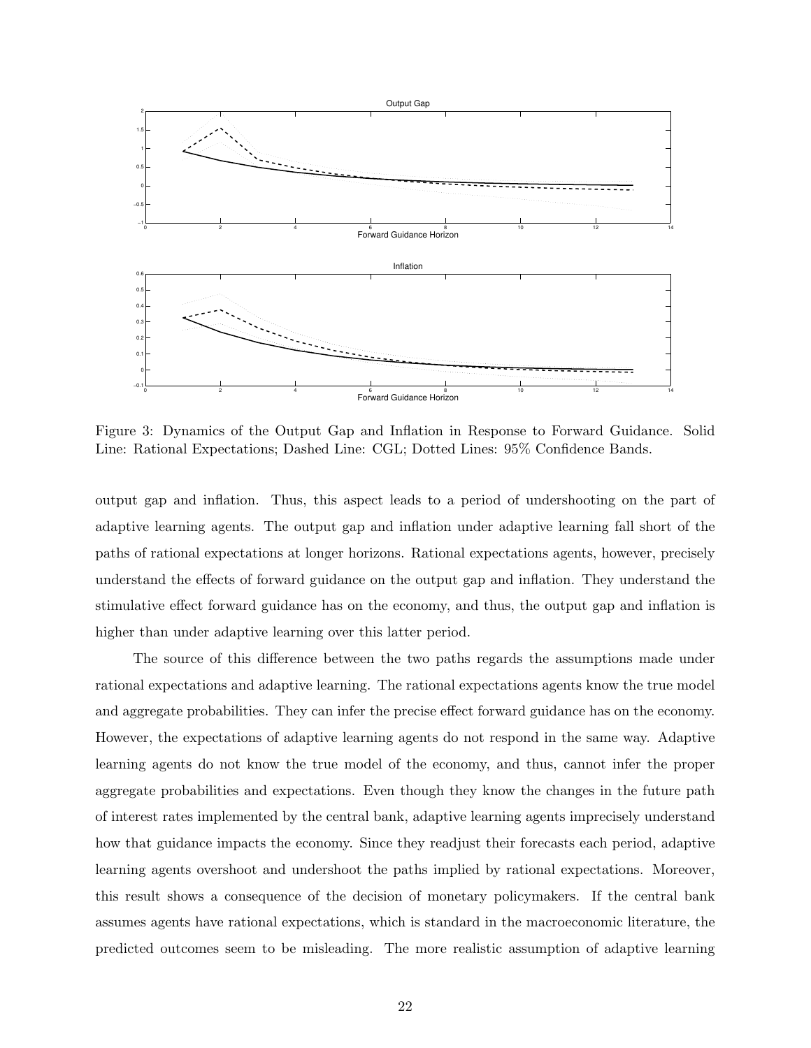Figure 3: Dynamics of the Output Gap and Inflation in Response to Forward Guidance. Solid Line: Rational Expectations; Dashed Line: CGL; Dotted Lines: 95% Confidence Bands.

output gap and inflation. Thus, this aspect leads to a period of undershooting on the part of adaptive learning agents. The output gap and inflation under adaptive learning fall short of the paths of rational expectations at longer horizons. Rational expectations agents, however, precisely understand the effects of forward guidance on the output gap and inflation. They understand the stimulative effect forward guidance has on the economy, and thus, the output gap and inflation is higher than under adaptive learning over this latter period.

The source of this difference between the two paths regards the assumptions made under rational expectations and adaptive learning. The rational expectations agents know the true model and aggregate probabilities. They can infer the precise effect forward guidance has on the economy. However, the expectations of adaptive learning agents do not respond in the same way. Adaptive learning agents do not know the true model of the economy, and thus, cannot infer the proper aggregate probabilities and expectations. Even though they know the changes in the future path of interest rates implemented by the central bank, adaptive learning agents imprecisely understand how that guidance impacts the economy. Since they readjust their forecasts each period, adaptive learning agents overshoot and undershoot the paths implied by rational expectations. Moreover, this result shows a consequence of the decision of monetary policymakers. If the central bank assumes agents have rational expectations, which is standard in the macroeconomic literature, the predicted outcomes seem to be misleading. The more realistic assumption of adaptive learning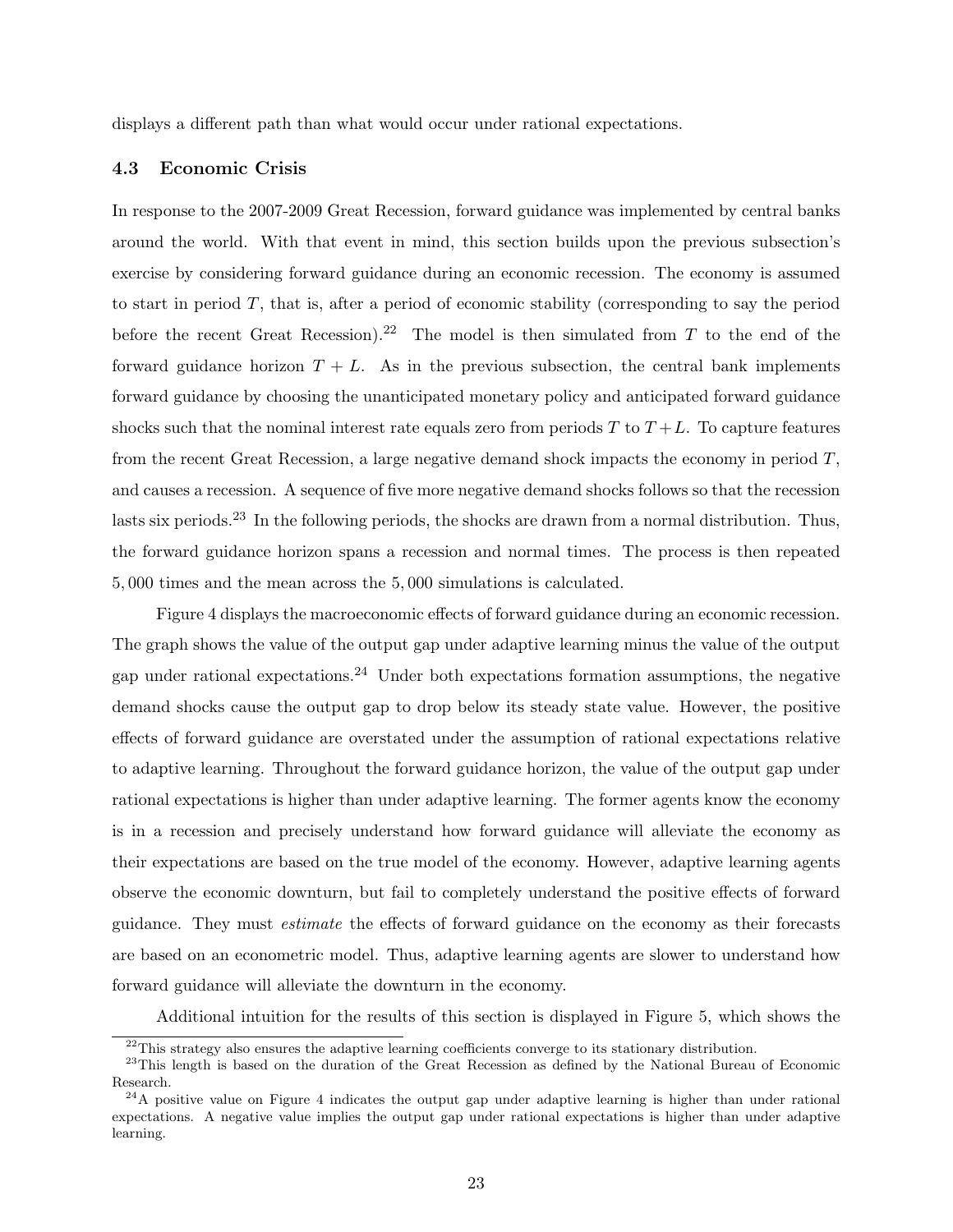displays a different path than what would occur under rational expectations.

### 4.3 Economic Crisis

In response to the 2007-2009 Great Recession, forward guidance was implemented by central banks around the world. With that event in mind, this section builds upon the previous subsection's exercise by considering forward guidance during an economic recession. The economy is assumed to start in period $T$, that is, after a period of economic stability (corresponding to say the period before the recent Great Recession).[22] The model is then simulated from $T$ to the end of the forward guidance horizon $T + L$. As in the previous subsection, the central bank implements forward guidance by choosing the unanticipated monetary policy and anticipated forward guidance shocks such that the nominal interest rate equals zero from periods $T$ to $T+L$. To capture features from the recent Great Recession, a large negative demand shock impacts the economy in period $T$, and causes a recession. A sequence of five more negative demand shocks follows so that the recession lasts six periods.[23] In the following periods, the shocks are drawn from a normal distribution. Thus, the forward guidance horizon spans a recession and normal times. The process is then repeated 5,000 times and the mean across the 5,000 simulations is calculated.

Figure 4 displays the macroeconomic effects of forward guidance during an economic recession. The graph shows the value of the output gap under adaptive learning minus the value of the output gap under rational expectations.[24] Under both expectations formation assumptions, the negative demand shocks cause the output gap to drop below its steady state value. However, the positive effects of forward guidance are overstated under the assumption of rational expectations relative to adaptive learning. Throughout the forward guidance horizon, the value of the output gap under rational expectations is higher than under adaptive learning. The former agents know the economy is in a recession and precisely understand how forward guidance will alleviate the economy as their expectations are based on the true model of the economy. However, adaptive learning agents observe the economic downturn, but fail to completely understand the positive effects of forward guidance. They must *estimate* the effects of forward guidance on the economy as their forecasts are based on an econometric model. Thus, adaptive learning agents are slower to understand how forward guidance will alleviate the downturn in the economy.

Additional intuition for the results of this section is displayed in Figure 5, which shows the

[22] This strategy also ensures the adaptive learning coefficients converge to its stationary distribution.

[23] This length is based on the duration of the Great Recession as defined by the National Bureau of Economic Research.

[24] A positive value on Figure 4 indicates the output gap under adaptive learning is higher than under rational expectations. A negative value implies the output gap under rational expectations is higher than under adaptive learning.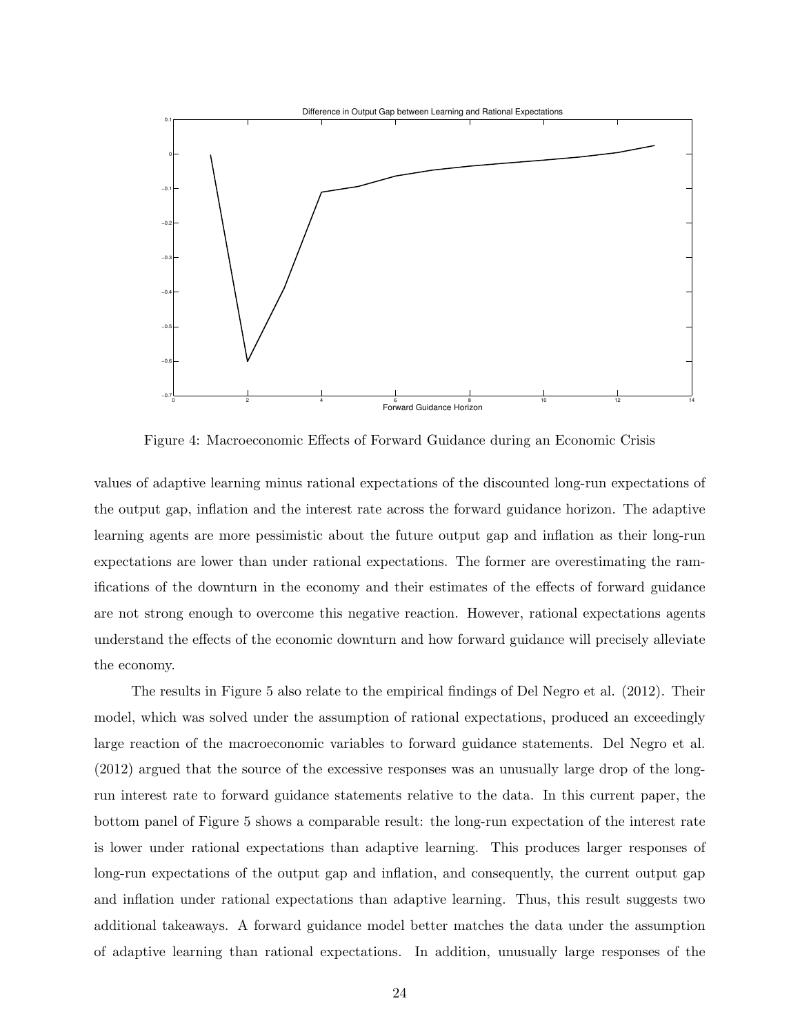Figure 4: Macroeconomic Effects of Forward Guidance during an Economic Crisis

values of adaptive learning minus rational expectations of the discounted long-run expectations of the output gap, inflation and the interest rate across the forward guidance horizon. The adaptive learning agents are more pessimistic about the future output gap and inflation as their long-run expectations are lower than under rational expectations. The former are overestimating the ramifications of the downturn in the economy and their estimates of the effects of forward guidance are not strong enough to overcome this negative reaction. However, rational expectations agents understand the effects of the economic downturn and how forward guidance will precisely alleviate the economy.

The results in Figure 5 also relate to the empirical findings of Del Negro et al. (2012). Their model, which was solved under the assumption of rational expectations, produced an exceedingly large reaction of the macroeconomic variables to forward guidance statements. Del Negro et al. (2012) argued that the source of the excessive responses was an unusually large drop of the long-run interest rate to forward guidance statements relative to the data. In this current paper, the bottom panel of Figure 5 shows a comparable result: the long-run expectation of the interest rate is lower under rational expectations than adaptive learning. This produces larger responses of long-run expectations of the output gap and inflation, and consequently, the current output gap and inflation under rational expectations than adaptive learning. Thus, this result suggests two additional takeaways. A forward guidance model better matches the data under the assumption of adaptive learning than rational expectations. In addition, unusually large responses of the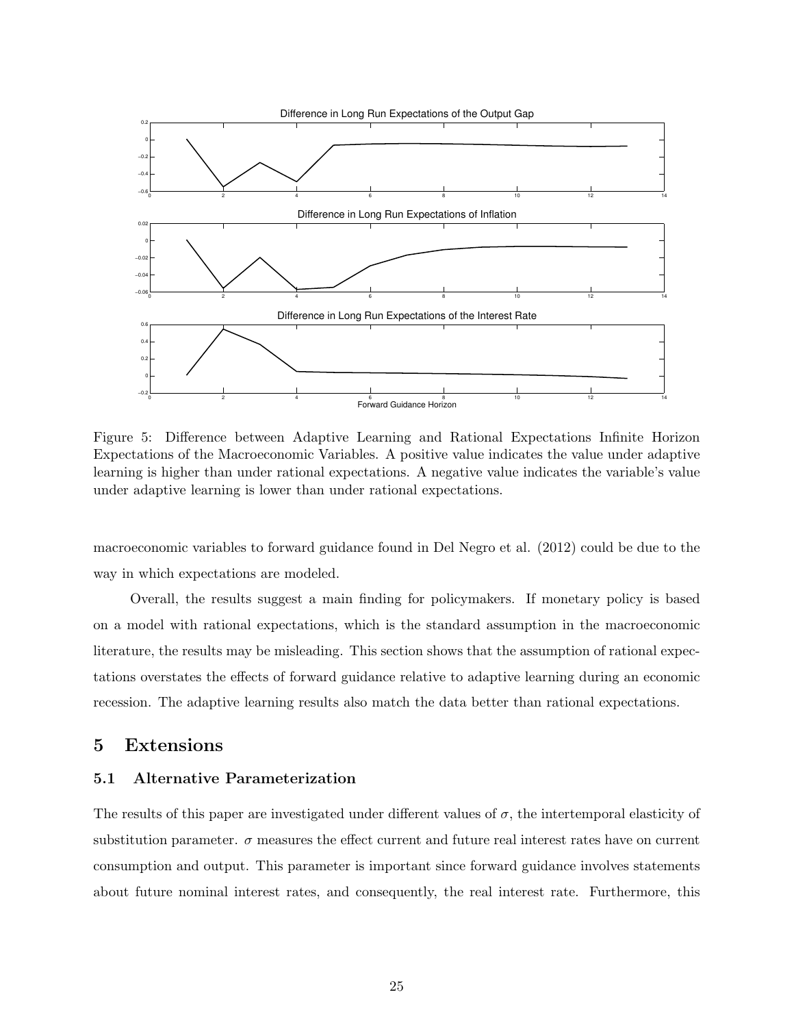Figure 5: Difference between Adaptive Learning and Rational Expectations Infinite Horizon Expectations of the Macroeconomic Variables. A positive value indicates the value under adaptive learning is higher than under rational expectations. A negative value indicates the variable's value under adaptive learning is lower than under rational expectations.

macroeconomic variables to forward guidance found in Del Negro et al. (2012) could be due to the way in which expectations are modeled.

Overall, the results suggest a main finding for policymakers. If monetary policy is based on a model with rational expectations, which is the standard assumption in the macroeconomic literature, the results may be misleading. This section shows that the assumption of rational expectations overstates the effects of forward guidance relative to adaptive learning during an economic recession. The adaptive learning results also match the data better than rational expectations.

# 5 Extensions

## 5.1 Alternative Parameterization

The results of this paper are investigated under different values of $\sigma$, the intertemporal elasticity of substitution parameter. $\sigma$ measures the effect current and future real interest rates have on current consumption and output. This parameter is important since forward guidance involves statements about future nominal interest rates, and consequently, the real interest rate. Furthermore, this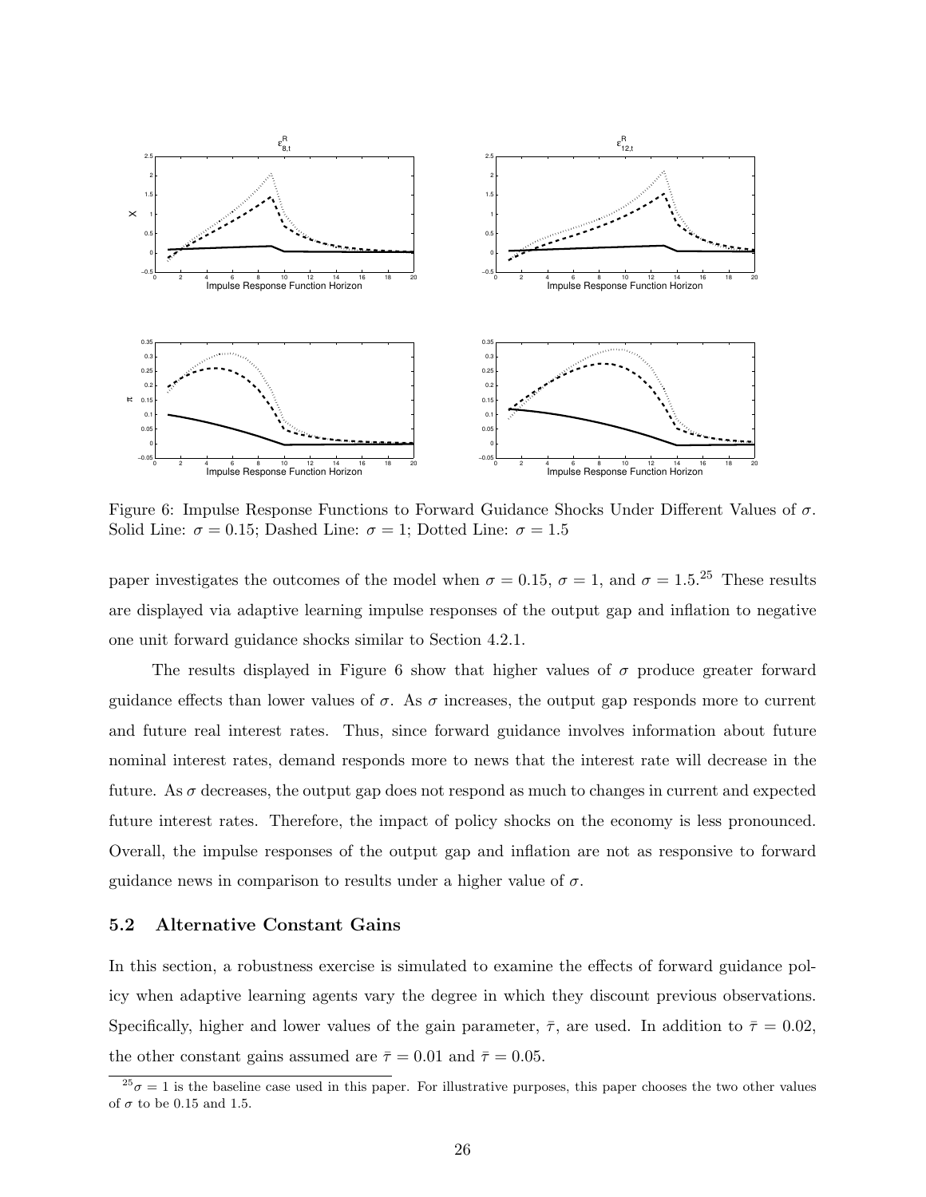Figure 6: Impulse Response Functions to Forward Guidance Shocks Under Different Values of $\sigma$. Solid Line: $\sigma = 0.15$; Dashed Line: $\sigma = 1$; Dotted Line: $\sigma = 1.5$

paper investigates the outcomes of the model when $\sigma = 0.15$, $\sigma = 1$, and $\sigma = 1.5$.[25] These results are displayed via adaptive learning impulse responses of the output gap and inflation to negative one unit forward guidance shocks similar to Section 4.2.1.

The results displayed in Figure 6 show that higher values of $\sigma$ produce greater forward guidance effects than lower values of $\sigma$. As $\sigma$ increases, the output gap responds more to current and future real interest rates. Thus, since forward guidance involves information about future nominal interest rates, demand responds more to news that the interest rate will decrease in the future. As $\sigma$ decreases, the output gap does not respond as much to changes in current and expected future interest rates. Therefore, the impact of policy shocks on the economy is less pronounced. Overall, the impulse responses of the output gap and inflation are not as responsive to forward guidance news in comparison to results under a higher value of $\sigma$.

## 5.2 Alternative Constant Gains

In this section, a robustness exercise is simulated to examine the effects of forward guidance policy when adaptive learning agents vary the degree in which they discount previous observations. Specifically, higher and lower values of the gain parameter, $\bar{\tau}$, are used. In addition to $\bar{\tau} = 0.02$, the other constant gains assumed are $\bar{\tau} = 0.01$ and $\bar{\tau} = 0.05$.

[25] $\sigma = 1$ is the baseline case used in this paper. For illustrative purposes, this paper chooses the two other values of $\sigma$ to be 0.15 and 1.5.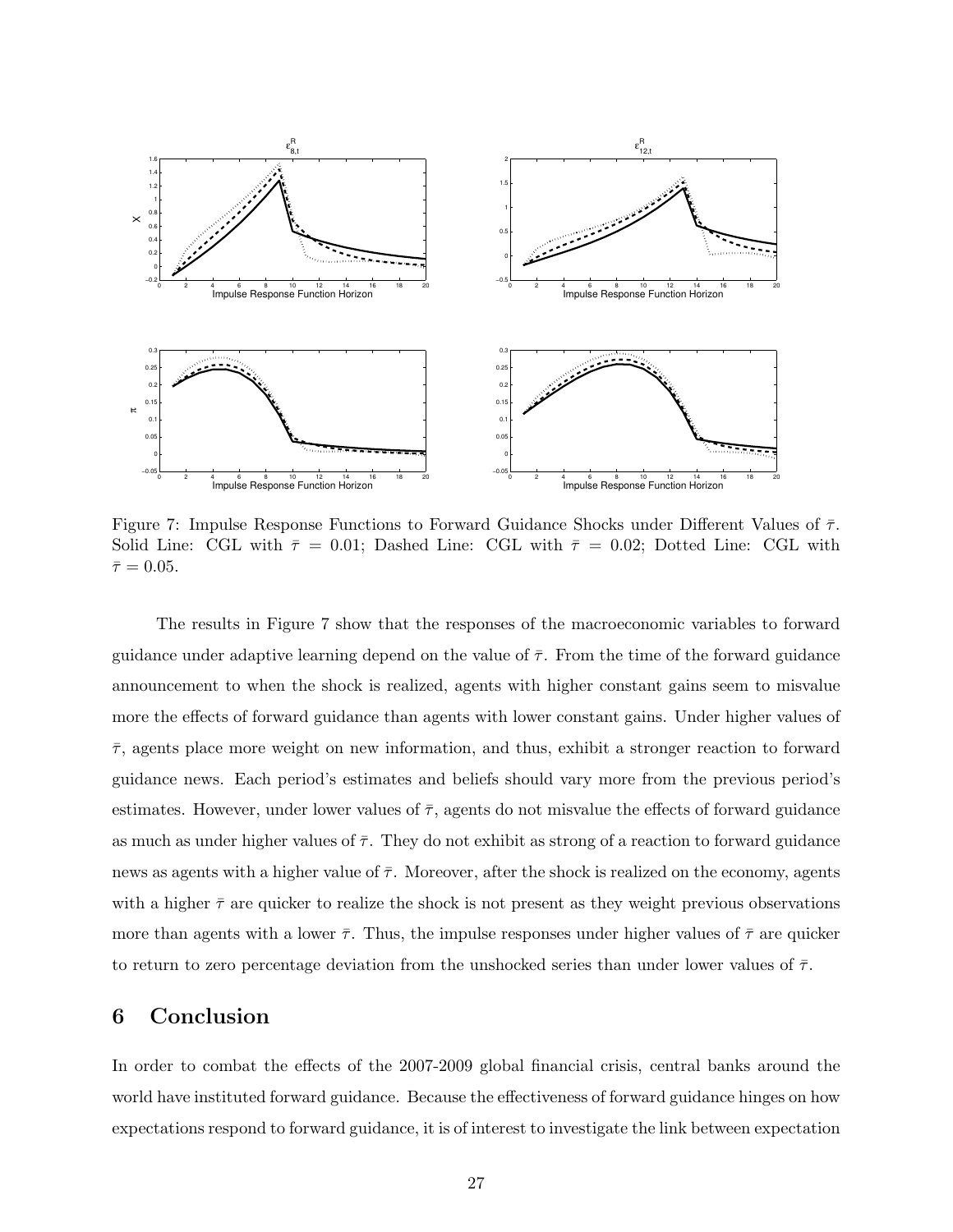Figure 7: Impulse Response Functions to Forward Guidance Shocks under Different Values of $\bar{\tau}$. Solid Line: CGL with $\bar{\tau} = 0.01$; Dashed Line: CGL with $\bar{\tau} = 0.02$; Dotted Line: CGL with $\bar{\tau} = 0.05$.

The results in Figure 7 show that the responses of the macroeconomic variables to forward guidance under adaptive learning depend on the value of $\bar{\tau}$. From the time of the forward guidance announcement to when the shock is realized, agents with higher constant gains seem to misvalue more the effects of forward guidance than agents with lower constant gains. Under higher values of $\bar{\tau}$, agents place more weight on new information, and thus, exhibit a stronger reaction to forward guidance news. Each period's estimates and beliefs should vary more from the previous period's estimates. However, under lower values of $\bar{\tau}$, agents do not misvalue the effects of forward guidance as much as under higher values of $\bar{\tau}$. They do not exhibit as strong of a reaction to forward guidance news as agents with a higher value of $\bar{\tau}$. Moreover, after the shock is realized on the economy, agents with a higher $\bar{\tau}$ are quicker to realize the shock is not present as they weight previous observations more than agents with a lower $\bar{\tau}$. Thus, the impulse responses under higher values of $\bar{\tau}$ are quicker to return to zero percentage deviation from the unshocked series than under lower values of $\bar{\tau}$.

# 6 Conclusion

In order to combat the effects of the 2007-2009 global financial crisis, central banks around the world have instituted forward guidance. Because the effectiveness of forward guidance hinges on how expectations respond to forward guidance, it is of interest to investigate the link between expectation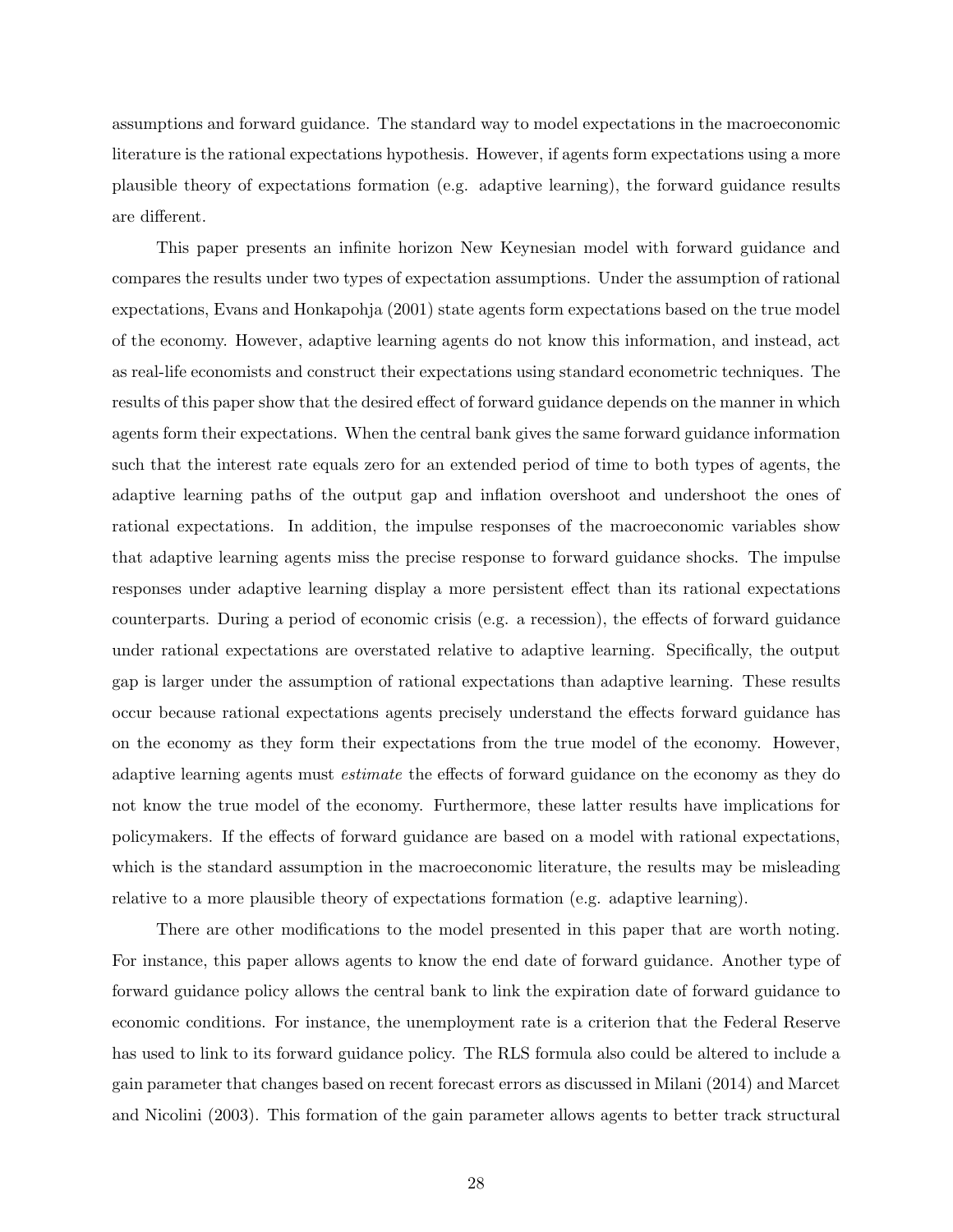assumptions and forward guidance. The standard way to model expectations in the macroeconomic literature is the rational expectations hypothesis. However, if agents form expectations using a more plausible theory of expectations formation (e.g. adaptive learning), the forward guidance results are different.

This paper presents an infinite horizon New Keynesian model with forward guidance and compares the results under two types of expectation assumptions. Under the assumption of rational expectations, Evans and Honkapohja (2001) state agents form expectations based on the true model of the economy. However, adaptive learning agents do not know this information, and instead, act as real-life economists and construct their expectations using standard econometric techniques. The results of this paper show that the desired effect of forward guidance depends on the manner in which agents form their expectations. When the central bank gives the same forward guidance information such that the interest rate equals zero for an extended period of time to both types of agents, the adaptive learning paths of the output gap and inflation overshoot and undershoot the ones of rational expectations. In addition, the impulse responses of the macroeconomic variables show that adaptive learning agents miss the precise response to forward guidance shocks. The impulse responses under adaptive learning display a more persistent effect than its rational expectations counterparts. During a period of economic crisis (e.g. a recession), the effects of forward guidance under rational expectations are overstated relative to adaptive learning. Specifically, the output gap is larger under the assumption of rational expectations than adaptive learning. These results occur because rational expectations agents precisely understand the effects forward guidance has on the economy as they form their expectations from the true model of the economy. However, adaptive learning agents must *estimate* the effects of forward guidance on the economy as they do not know the true model of the economy. Furthermore, these latter results have implications for policymakers. If the effects of forward guidance are based on a model with rational expectations, which is the standard assumption in the macroeconomic literature, the results may be misleading relative to a more plausible theory of expectations formation (e.g. adaptive learning).

There are other modifications to the model presented in this paper that are worth noting. For instance, this paper allows agents to know the end date of forward guidance. Another type of forward guidance policy allows the central bank to link the expiration date of forward guidance to economic conditions. For instance, the unemployment rate is a criterion that the Federal Reserve has used to link to its forward guidance policy. The RLS formula also could be altered to include a gain parameter that changes based on recent forecast errors as discussed in Milani (2014) and Marcet and Nicolini (2003). This formation of the gain parameter allows agents to better track structural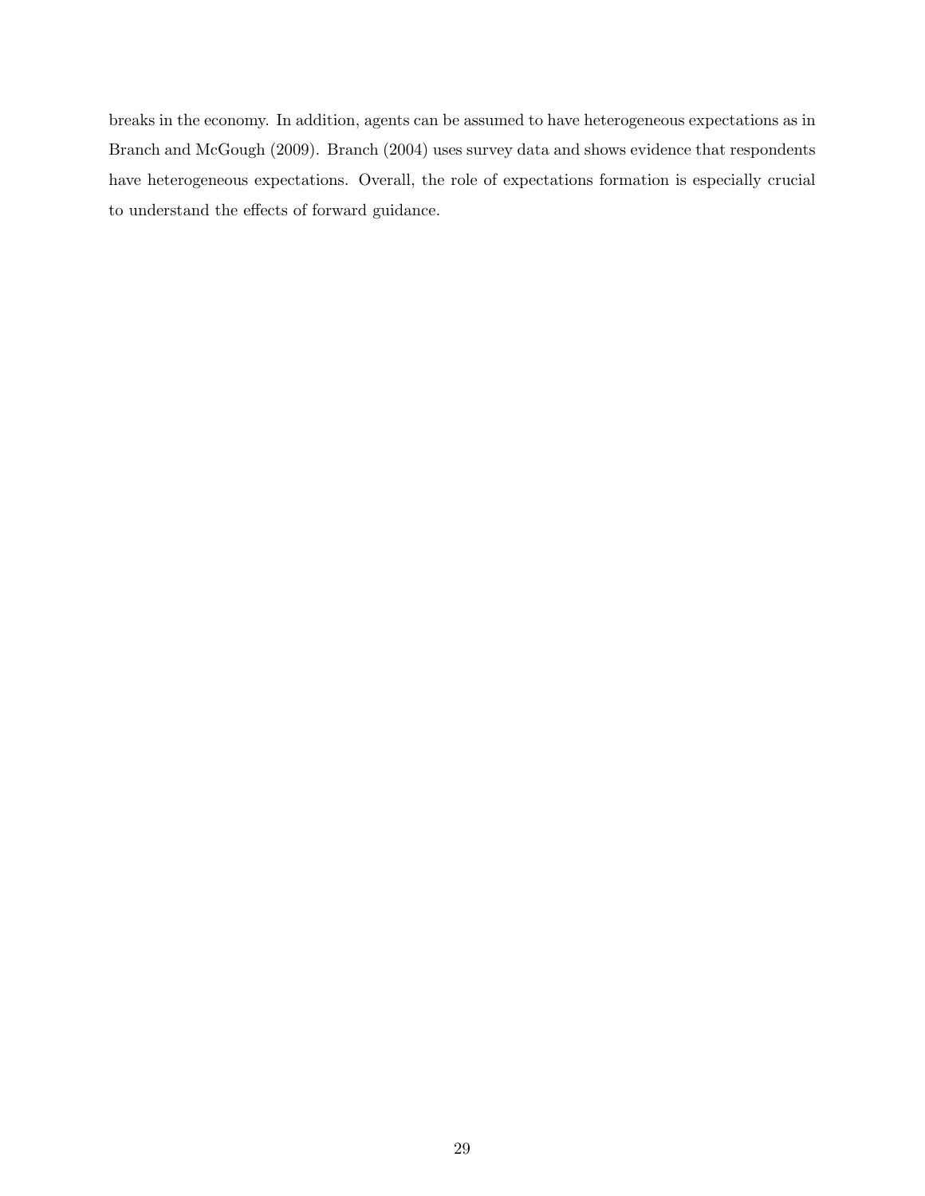breaks in the economy. In addition, agents can be assumed to have heterogeneous expectations as in Branch and McGough (2009). Branch (2004) uses survey data and shows evidence that respondents have heterogeneous expectations. Overall, the role of expectations formation is especially crucial to understand the effects of forward guidance.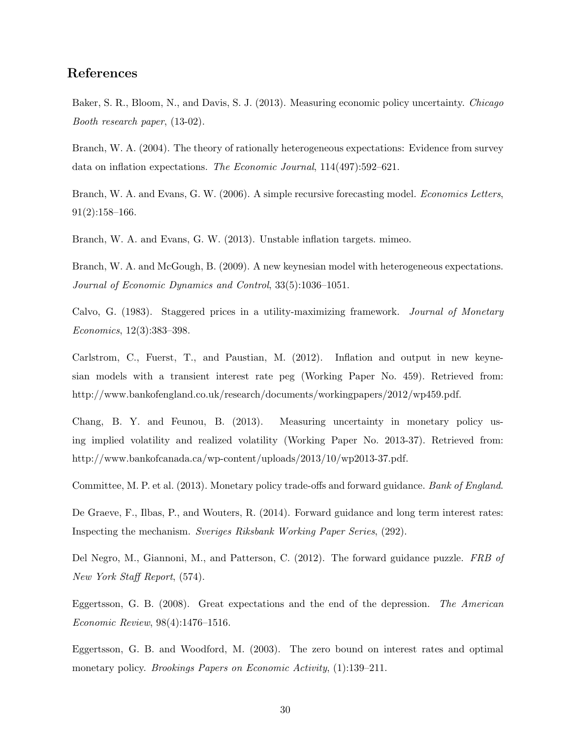## References

Baker, S. R., Bloom, N., and Davis, S. J. (2013). Measuring economic policy uncertainty. *Chicago Booth research paper*, (13-02).

Branch, W. A. (2004). The theory of rationally heterogeneous expectations: Evidence from survey data on inflation expectations. *The Economic Journal*, 114(497):592–621.

Branch, W. A. and Evans, G. W. (2006). A simple recursive forecasting model. *Economics Letters*, 91(2):158–166.

Branch, W. A. and Evans, G. W. (2013). Unstable inflation targets. mimeo.

Branch, W. A. and McGough, B. (2009). A new keynesian model with heterogeneous expectations. *Journal of Economic Dynamics and Control*, 33(5):1036–1051.

Calvo, G. (1983). Staggered prices in a utility-maximizing framework. *Journal of Monetary Economics*, 12(3):383–398.

Carlstrom, C., Fuerst, T., and Paustian, M. (2012). Inflation and output in new keynesian models with a transient interest rate peg (Working Paper No. 459). Retrieved from: http://www.bankofengland.co.uk/research/documents/workingpapers/2012/wp459.pdf.

Chang, B. Y. and Feunou, B. (2013). Measuring uncertainty in monetary policy using implied volatility and realized volatility (Working Paper No. 2013-37). Retrieved from: http://www.bankofcanada.ca/wp-content/uploads/2013/10/wp2013-37.pdf.

Committee, M. P. et al. (2013). Monetary policy trade-offs and forward guidance. *Bank of England*.

De Graeve, F., Ilbas, P., and Wouters, R. (2014). Forward guidance and long term interest rates: Inspecting the mechanism. *Sveriges Riksbank Working Paper Series*, (292).

Del Negro, M., Giannoni, M., and Patterson, C. (2012). The forward guidance puzzle. *FRB of New York Staff Report*, (574).

Eggertsson, G. B. (2008). Great expectations and the end of the depression. *The American Economic Review*, 98(4):1476–1516.

Eggertsson, G. B. and Woodford, M. (2003). The zero bound on interest rates and optimal monetary policy. *Brookings Papers on Economic Activity*, (1):139–211.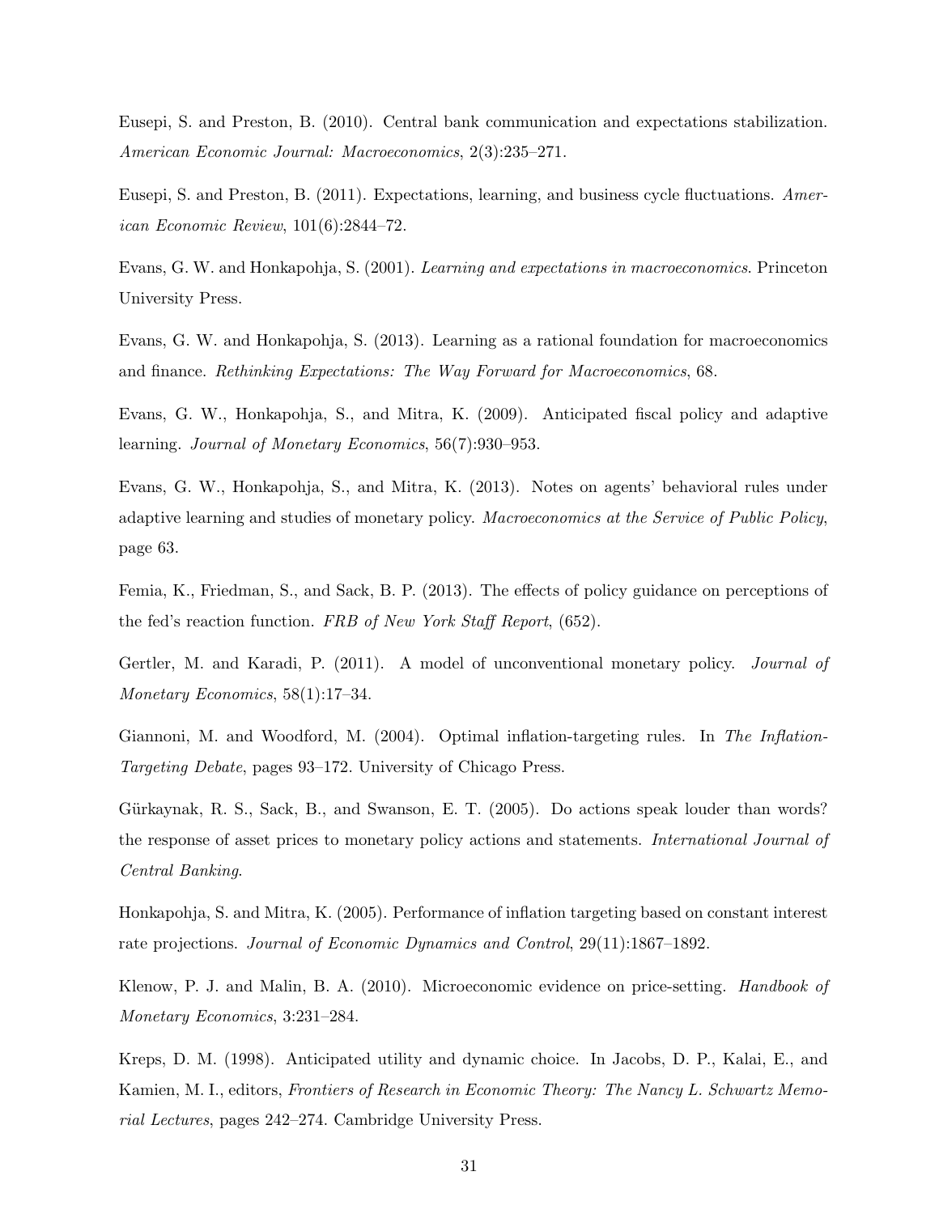Eusepi, S. and Preston, B. (2010). Central bank communication and expectations stabilization. *American Economic Journal: Macroeconomics*, 2(3):235–271.

Eusepi, S. and Preston, B. (2011). Expectations, learning, and business cycle fluctuations. *American Economic Review*, 101(6):2844–72.

Evans, G. W. and Honkapohja, S. (2001). *Learning and expectations in macroeconomics*. Princeton University Press.

Evans, G. W. and Honkapohja, S. (2013). Learning as a rational foundation for macroeconomics and finance. *Rethinking Expectations: The Way Forward for Macroeconomics*, 68.

Evans, G. W., Honkapohja, S., and Mitra, K. (2009). Anticipated fiscal policy and adaptive learning. *Journal of Monetary Economics*, 56(7):930–953.

Evans, G. W., Honkapohja, S., and Mitra, K. (2013). Notes on agents' behavioral rules under adaptive learning and studies of monetary policy. *Macroeconomics at the Service of Public Policy*, page 63.

Femia, K., Friedman, S., and Sack, B. P. (2013). The effects of policy guidance on perceptions of the fed's reaction function. *FRB of New York Staff Report*, (652).

Gertler, M. and Karadi, P. (2011). A model of unconventional monetary policy. *Journal of Monetary Economics*, 58(1):17–34.

Giannoni, M. and Woodford, M. (2004). Optimal inflation-targeting rules. In *The Inflation-Targeting Debate*, pages 93–172. University of Chicago Press.

Gürkaynak, R. S., Sack, B., and Swanson, E. T. (2005). Do actions speak louder than words? the response of asset prices to monetary policy actions and statements. *International Journal of Central Banking*.

Honkapohja, S. and Mitra, K. (2005). Performance of inflation targeting based on constant interest rate projections. *Journal of Economic Dynamics and Control*, 29(11):1867–1892.

Klenow, P. J. and Malin, B. A. (2010). Microeconomic evidence on price-setting. *Handbook of Monetary Economics*, 3:231–284.

Kreps, D. M. (1998). Anticipated utility and dynamic choice. In Jacobs, D. P., Kalai, E., and Kamien, M. I., editors, *Frontiers of Research in Economic Theory: The Nancy L. Schwartz Memorial Lectures*, pages 242–274. Cambridge University Press.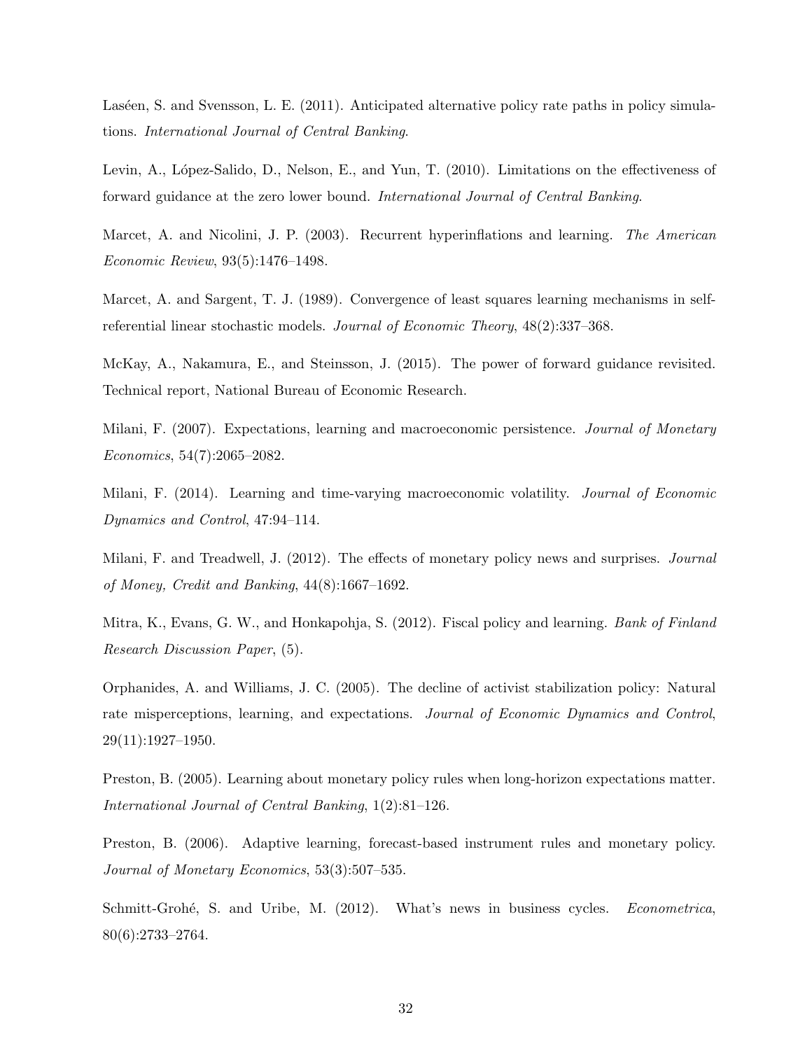Laséen, S. and Svensson, L. E. (2011). Anticipated alternative policy rate paths in policy simulations. *International Journal of Central Banking*.

Levin, A., López-Salido, D., Nelson, E., and Yun, T. (2010). Limitations on the effectiveness of forward guidance at the zero lower bound. *International Journal of Central Banking*.

Marcet, A. and Nicolini, J. P. (2003). Recurrent hyperinflations and learning. *The American Economic Review*, 93(5):1476–1498.

Marcet, A. and Sargent, T. J. (1989). Convergence of least squares learning mechanisms in self-referential linear stochastic models. *Journal of Economic Theory*, 48(2):337–368.

McKay, A., Nakamura, E., and Steinsson, J. (2015). The power of forward guidance revisited. Technical report, National Bureau of Economic Research.

Milani, F. (2007). Expectations, learning and macroeconomic persistence. *Journal of Monetary Economics*, 54(7):2065–2082.

Milani, F. (2014). Learning and time-varying macroeconomic volatility. *Journal of Economic Dynamics and Control*, 47:94–114.

Milani, F. and Treadwell, J. (2012). The effects of monetary policy news and surprises. *Journal of Money, Credit and Banking*, 44(8):1667–1692.

Mitra, K., Evans, G. W., and Honkapohja, S. (2012). Fiscal policy and learning. *Bank of Finland Research Discussion Paper*, (5).

Orphanides, A. and Williams, J. C. (2005). The decline of activist stabilization policy: Natural rate misperceptions, learning, and expectations. *Journal of Economic Dynamics and Control*, 29(11):1927–1950.

Preston, B. (2005). Learning about monetary policy rules when long-horizon expectations matter. *International Journal of Central Banking*, 1(2):81–126.

Preston, B. (2006). Adaptive learning, forecast-based instrument rules and monetary policy. *Journal of Monetary Economics*, 53(3):507–535.

Schmitt-Grohé, S. and Uribe, M. (2012). What's news in business cycles. *Econometrica*, 80(6):2733–2764.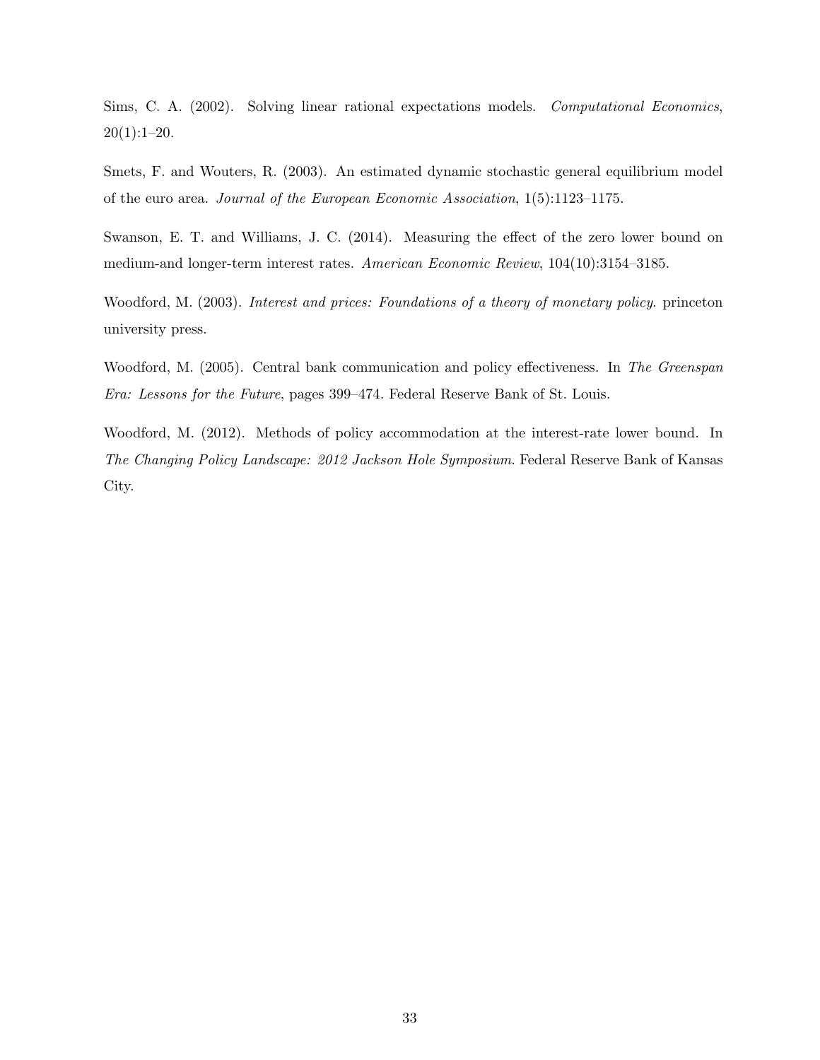Sims, C. A. (2002). Solving linear rational expectations models. *Computational Economics*, 20(1):1–20.

Smets, F. and Wouters, R. (2003). An estimated dynamic stochastic general equilibrium model of the euro area. *Journal of the European Economic Association*, 1(5):1123–1175.

Swanson, E. T. and Williams, J. C. (2014). Measuring the effect of the zero lower bound on medium-and longer-term interest rates. *American Economic Review*, 104(10):3154–3185.

Woodford, M. (2003). *Interest and prices: Foundations of a theory of monetary policy*. princeton university press.

Woodford, M. (2005). Central bank communication and policy effectiveness. In *The Greenspan Era: Lessons for the Future*, pages 399–474. Federal Reserve Bank of St. Louis.

Woodford, M. (2012). Methods of policy accommodation at the interest-rate lower bound. In *The Changing Policy Landscape: 2012 Jackson Hole Symposium*. Federal Reserve Bank of Kansas City.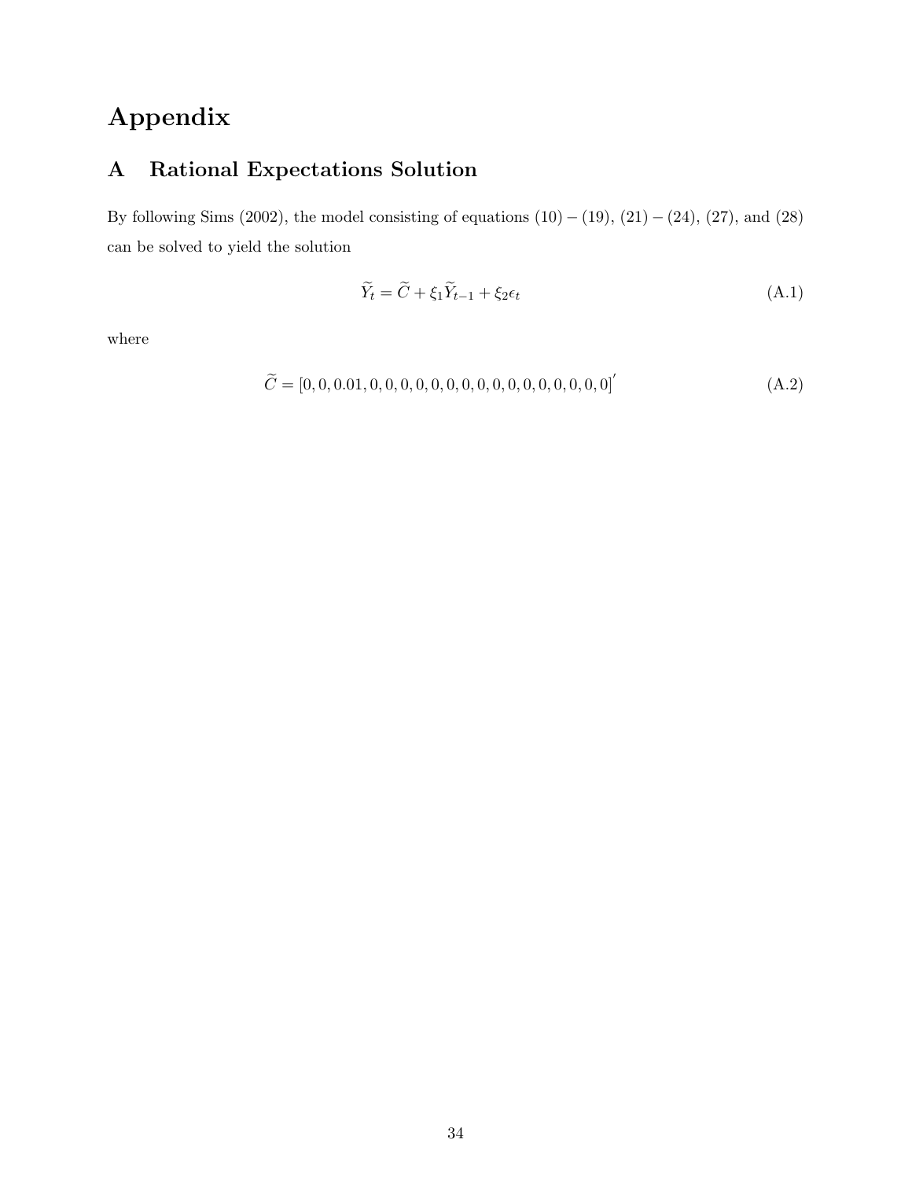# Appendix

## A Rational Expectations Solution

By following Sims (2002), the model consisting of equations (10) – (19), (21) – (24), (27), and (28) can be solved to yield the solution

$$\widetilde{Y}_t = \widetilde{C} + \xi_1 \widetilde{Y}_{t-1} + \xi_2 \epsilon_t \tag{A.1}$$

where

$$\widetilde{C} = [0, 0, 0.01, 0, 0, 0, 0, 0, 0, 0, 0, 0, 0, 0, 0, 0, 0, 0, 0, 0]' \tag{A.2}$$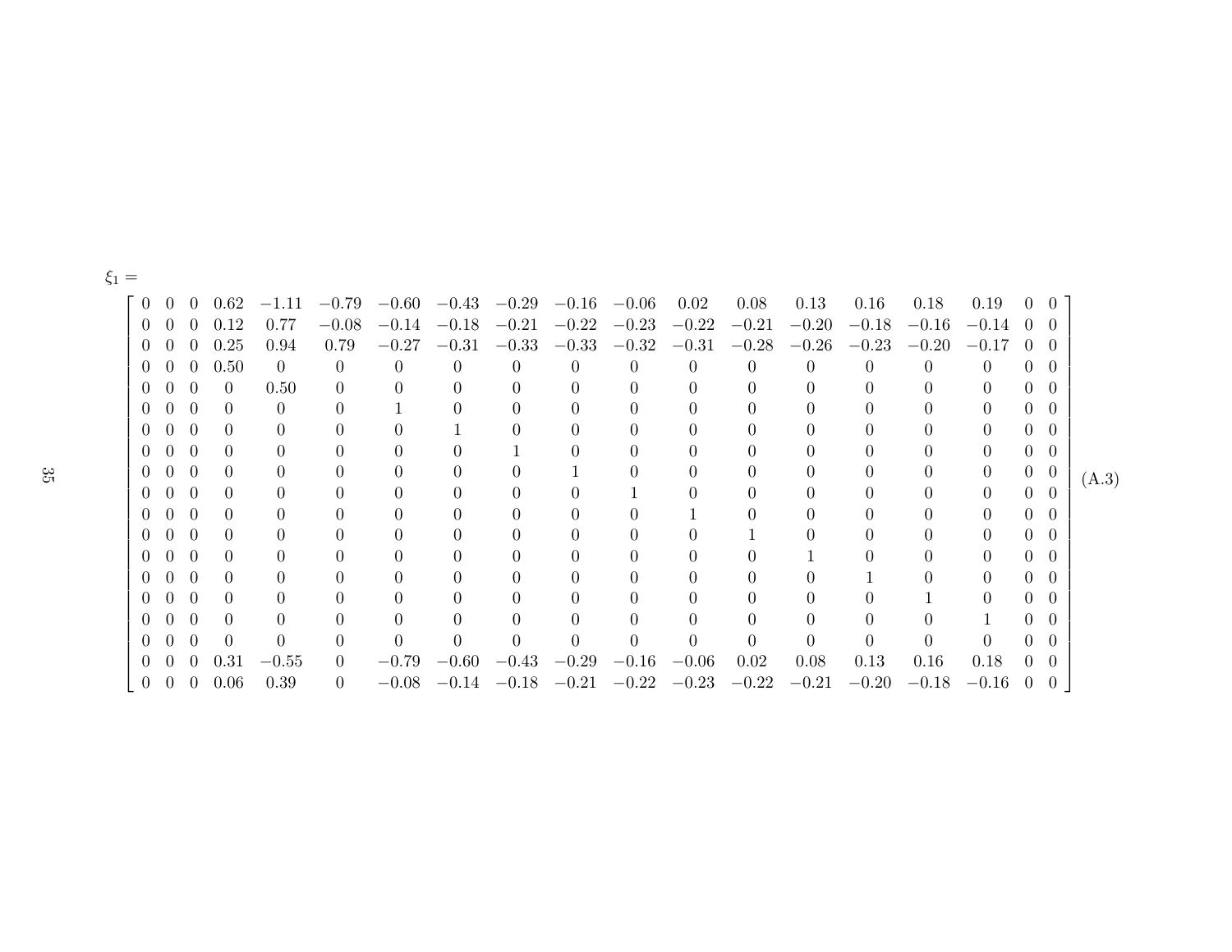$$
\xi_1 =
\begin{bmatrix}
0 & 0 & 0 & 0.62 & -1.11 & -0.79 & -0.60 & -0.43 & -0.29 & -0.16 & -0.06 & 0.02 & 0.08 & 0.13 & 0.16 & 0.18 & 0.19 & 0 & 0 \\
0 & 0 & 0 & 0.12 & 0.77 & -0.08 & -0.14 & -0.18 & -0.21 & -0.22 & -0.23 & -0.22 & -0.21 & -0.20 & -0.18 & -0.16 & -0.14 & 0 & 0 \\
0 & 0 & 0 & 0.25 & 0.94 & 0.79 & -0.27 & -0.31 & -0.33 & -0.33 & -0.32 & -0.31 & -0.28 & -0.26 & -0.23 & -0.20 & -0.17 & 0 & 0 \\
0 & 0 & 0 & 0.50 & 0 & 0 & 0 & 0 & 0 & 0 & 0 & 0 & 0 & 0 & 0 & 0 & 0 & 0 & 0 \\
0 & 0 & 0 & 0 & 0.50 & 0 & 0 & 0 & 0 & 0 & 0 & 0 & 0 & 0 & 0 & 0 & 0 & 0 & 0 \\
0 & 0 & 0 & 0 & 0 & 0 & 1 & 0 & 0 & 0 & 0 & 0 & 0 & 0 & 0 & 0 & 0 & 0 & 0 \\
0 & 0 & 0 & 0 & 0 & 0 & 0 & 1 & 0 & 0 & 0 & 0 & 0 & 0 & 0 & 0 & 0 & 0 & 0 \\
0 & 0 & 0 & 0 & 0 & 0 & 0 & 0 & 1 & 0 & 0 & 0 & 0 & 0 & 0 & 0 & 0 & 0 & 0 \\
0 & 0 & 0 & 0 & 0 & 0 & 0 & 0 & 0 & 1 & 0 & 0 & 0 & 0 & 0 & 0 & 0 & 0 & 0 \\
0 & 0 & 0 & 0 & 0 & 0 & 0 & 0 & 0 & 0 & 1 & 0 & 0 & 0 & 0 & 0 & 0 & 0 & 0 \\
0 & 0 & 0 & 0 & 0 & 0 & 0 & 0 & 0 & 0 & 0 & 1 & 0 & 0 & 0 & 0 & 0 & 0 & 0 \\
0 & 0 & 0 & 0 & 0 & 0 & 0 & 0 & 0 & 0 & 0 & 0 & 1 & 0 & 0 & 0 & 0 & 0 & 0 \\
0 & 0 & 0 & 0 & 0 & 0 & 0 & 0 & 0 & 0 & 0 & 0 & 0 & 1 & 0 & 0 & 0 & 0 & 0 \\
0 & 0 & 0 & 0 & 0 & 0 & 0 & 0 & 0 & 0 & 0 & 0 & 0 & 0 & 1 & 0 & 0 & 0 & 0 \\
0 & 0 & 0 & 0 & 0 & 0 & 0 & 0 & 0 & 0 & 0 & 0 & 0 & 0 & 0 & 1 & 0 & 0 & 0 \\
0 & 0 & 0 & 0 & 0 & 0 & 0 & 0 & 0 & 0 & 0 & 0 & 0 & 0 & 0 & 0 & 1 & 0 & 0 \\
0 & 0 & 0 & 0 & 0 & 0 & 0 & 0 & 0 & 0 & 0 & 0 & 0 & 0 & 0 & 0 & 0 & 0 & 0 \\
0 & 0 & 0 & 0.31 & -0.55 & 0 & -0.79 & -0.60 & -0.43 & -0.29 & -0.16 & -0.06 & 0.02 & 0.08 & 0.13 & 0.16 & 0.18 & 0 & 0 \\
0 & 0 & 0 & 0.06 & 0.39 & 0 & -0.08 & -0.14 & -0.18 & -0.21 & -0.22 & -0.23 & -0.22 & -0.21 & -0.20 & -0.18 & -0.16 & 0 & 0
\end{bmatrix}
\tag{A.3}
$$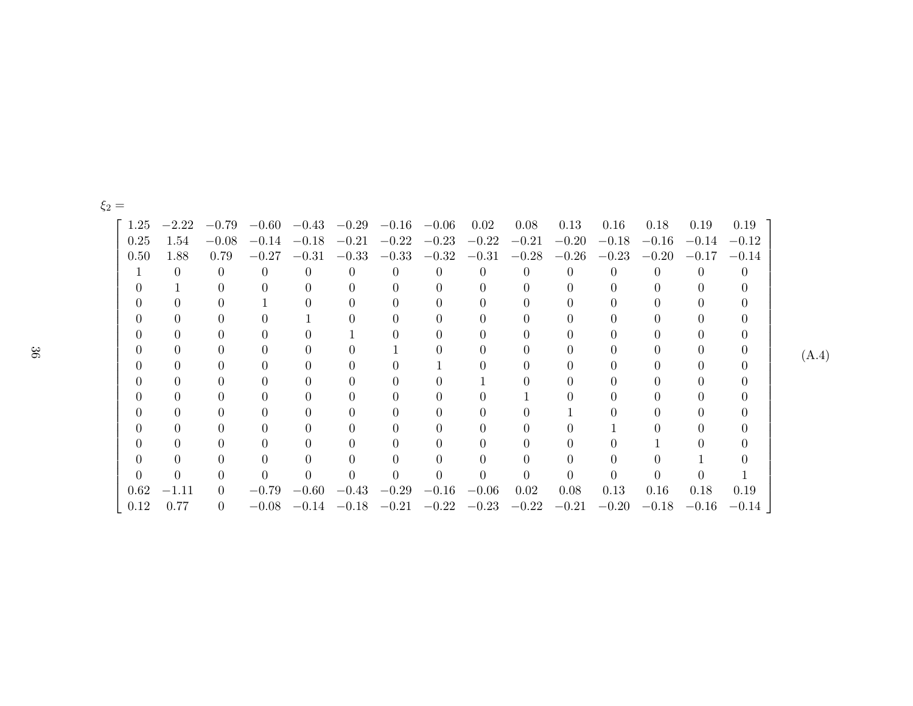$$\xi_2 =$$

$$\left[\begin{array}{ccccccccccccccc}
1.25 & -2.22 & -0.79 & -0.60 & -0.43 & -0.29 & -0.16 & -0.06 & 0.02 & 0.08 & 0.13 & 0.16 & 0.18 & 0.19 & 0.19 \\
0.25 & 1.54 & -0.08 & -0.14 & -0.18 & -0.21 & -0.22 & -0.23 & -0.22 & -0.21 & -0.20 & -0.18 & -0.16 & -0.14 & -0.12 \\
0.50 & 1.88 & 0.79 & -0.27 & -0.31 & -0.33 & -0.33 & -0.32 & -0.31 & -0.28 & -0.26 & -0.23 & -0.20 & -0.17 & -0.14 \\
1 & 0 & 0 & 0 & 0 & 0 & 0 & 0 & 0 & 0 & 0 & 0 & 0 & 0 & 0 \\
0 & 1 & 0 & 0 & 0 & 0 & 0 & 0 & 0 & 0 & 0 & 0 & 0 & 0 & 0 \\
0 & 0 & 0 & 1 & 0 & 0 & 0 & 0 & 0 & 0 & 0 & 0 & 0 & 0 & 0 \\
0 & 0 & 0 & 0 & 1 & 0 & 0 & 0 & 0 & 0 & 0 & 0 & 0 & 0 & 0 \\
0 & 0 & 0 & 0 & 0 & 1 & 0 & 0 & 0 & 0 & 0 & 0 & 0 & 0 & 0 \\
0 & 0 & 0 & 0 & 0 & 0 & 1 & 0 & 0 & 0 & 0 & 0 & 0 & 0 & 0 \\
0 & 0 & 0 & 0 & 0 & 0 & 0 & 1 & 0 & 0 & 0 & 0 & 0 & 0 & 0 \\
0 & 0 & 0 & 0 & 0 & 0 & 0 & 0 & 1 & 0 & 0 & 0 & 0 & 0 & 0 \\
0 & 0 & 0 & 0 & 0 & 0 & 0 & 0 & 0 & 1 & 0 & 0 & 0 & 0 & 0 \\
0 & 0 & 0 & 0 & 0 & 0 & 0 & 0 & 0 & 0 & 1 & 0 & 0 & 0 & 0 \\
0 & 0 & 0 & 0 & 0 & 0 & 0 & 0 & 0 & 0 & 0 & 1 & 0 & 0 & 0 \\
0 & 0 & 0 & 0 & 0 & 0 & 0 & 0 & 0 & 0 & 0 & 0 & 1 & 0 & 0 \\
0 & 0 & 0 & 0 & 0 & 0 & 0 & 0 & 0 & 0 & 0 & 0 & 0 & 1 & 0 \\
0 & 0 & 0 & 0 & 0 & 0 & 0 & 0 & 0 & 0 & 0 & 0 & 0 & 0 & 1 \\
0.62 & -1.11 & 0 & -0.79 & -0.60 & -0.43 & -0.29 & -0.16 & -0.06 & 0.02 & 0.08 & 0.13 & 0.16 & 0.18 & 0.19 \\
0.12 & 0.77 & 0 & -0.08 & -0.14 & -0.18 & -0.21 & -0.22 & -0.23 & -0.22 & -0.21 & -0.20 & -0.18 & -0.16 & -0.14
\end{array}\right] \tag{A.4}$$